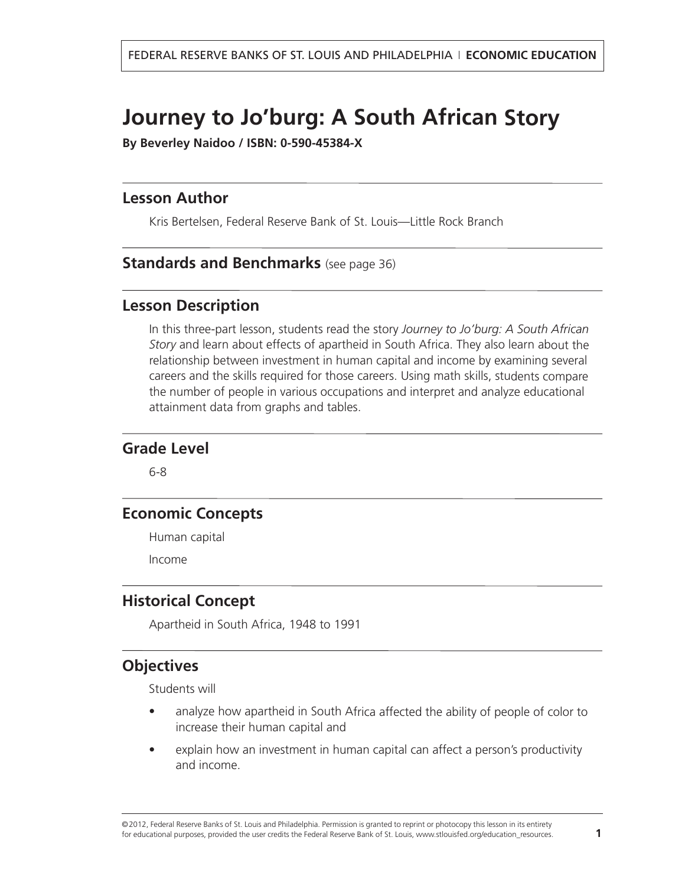FEDERAL RESERVE BANKS OF ST. LOUIS AND PHILADELPHIA | **ECONOMIC EDUCATION**

# Journey to Jo'burg: A South African Story

**By Beverley Naidoo / ISBN: 0-590-45384-X**

## Lesson Author

Kris Bertelsen, Federal Reserve Bank of St. Louis—Little Rock Branch

## Standards and Benchmarks (see page 36)

## Lesson Description

In this three-part lesson, students read the story *Journey to Jo'burg: A South African Story* and learn about effects of apartheid in South Africa. They also learn about the relationship between investment in human capital and income by examining several careers and the skills required for those careers. Using math skills, students compare the number of people in various occupations and interpret and analyze educational attainment data from graphs and tables.

## Grade Level

6-8

## Economic Concepts

Human capital

Income

## Historical Concept

Apartheid in South Africa, 1948 to 1991

## Objectives

Students will

- analyze how apartheid in South Africa affected the ability of people of color to increase their human capital and
- explain how an investment in human capital can affect a person's productivity and income.

©2012, Federal Reserve Banks of St. Louis and Philadelphia. Permission is granted to reprint or photocopy this lesson in its entirety for educational purposes, provided the user credits the Federal Reserve Bank of St. Louis, www.stlouisfed.org/education_resources.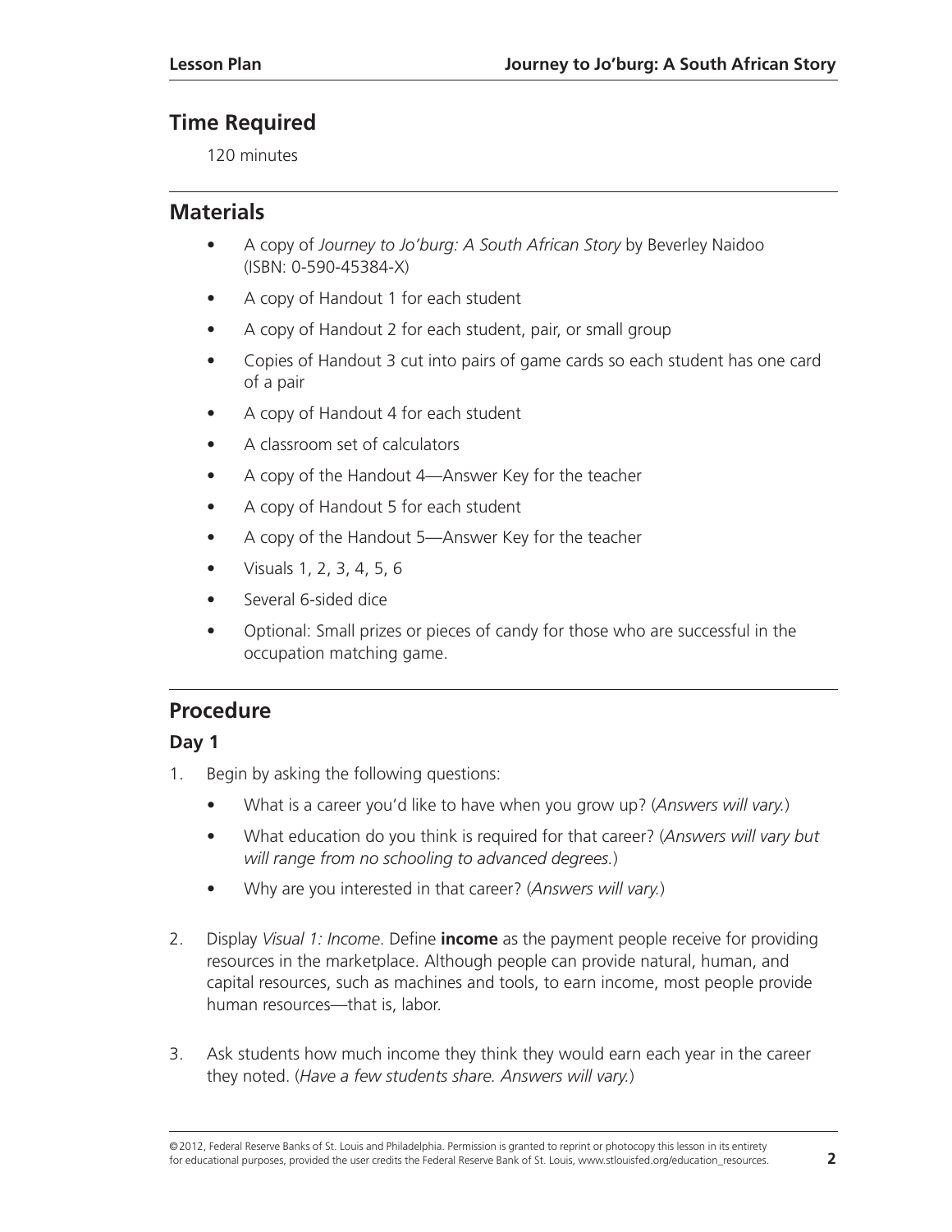## Time Required

120 minutes

## Materials

- A copy of *Journey to Jo'burg: A South African Story* by Beverley Naidoo (ISBN: 0-590-45384-X)
- A copy of Handout 1 for each student
- A copy of Handout 2 for each student, pair, or small group
- Copies of Handout 3 cut into pairs of game cards so each student has one card of a pair
- A copy of Handout 4 for each student
- A classroom set of calculators
- A copy of the Handout 4—Answer Key for the teacher
- A copy of Handout 5 for each student
- A copy of the Handout 5—Answer Key for the teacher
- Visuals 1, 2, 3, 4, 5, 6
- Several 6-sided dice
- Optional: Small prizes or pieces of candy for those who are successful in the occupation matching game.

## Procedure

### Day 1

1. Begin by asking the following questions:
   - What is a career you'd like to have when you grow up? (*Answers will vary.*)
   - What education do you think is required for that career? (*Answers will vary but will range from no schooling to advanced degrees.*)
   - Why are you interested in that career? (*Answers will vary.*)
2. Display *Visual 1: Income*. Define **income** as the payment people receive for providing resources in the marketplace. Although people can provide natural, human, and capital resources, such as machines and tools, to earn income, most people provide human resources—that is, labor.
3. Ask students how much income they think they would earn each year in the career they noted. (*Have a few students share. Answers will vary.*)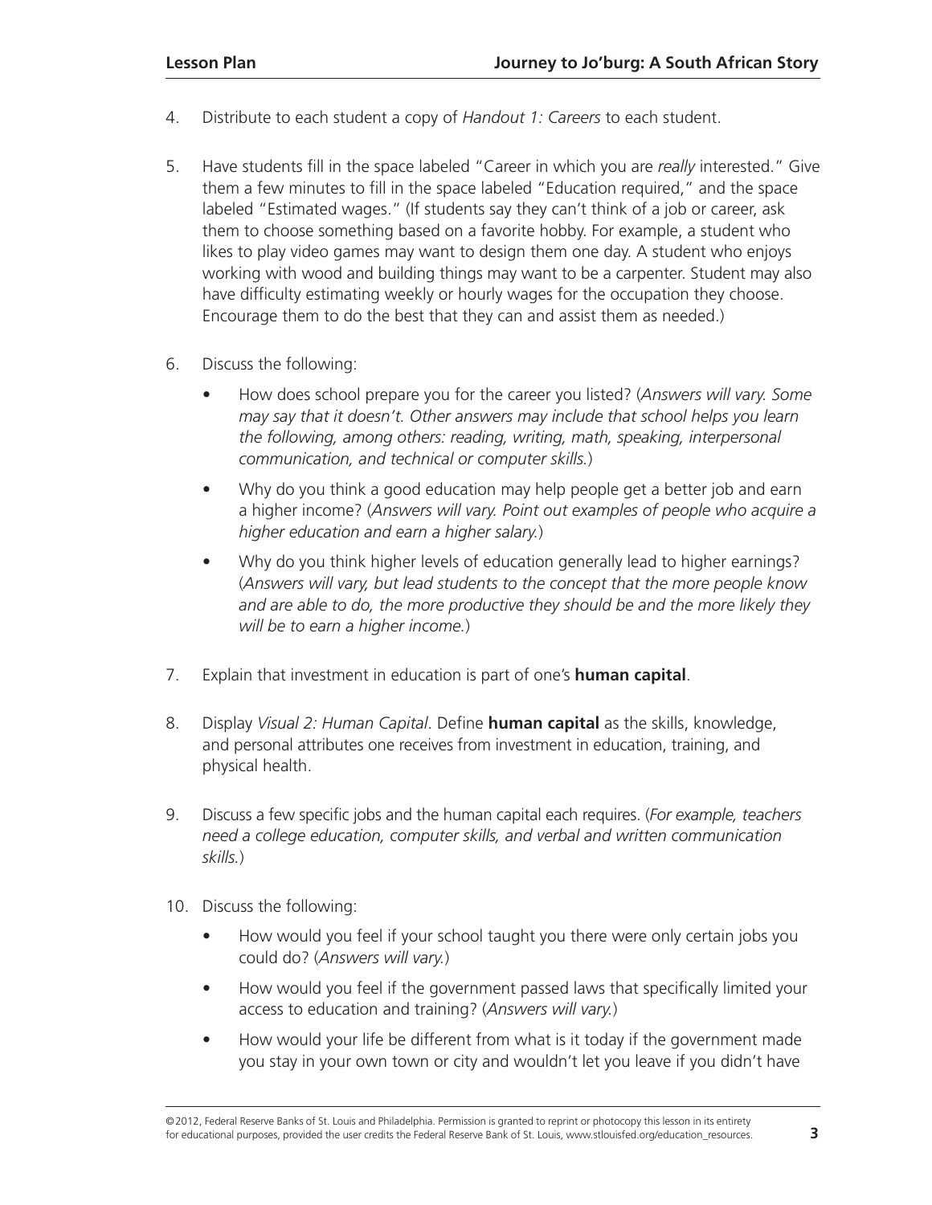4. Distribute to each student a copy of *Handout 1: Careers* to each student.

5. Have students fill in the space labeled "Career in which you are *really* interested." Give them a few minutes to fill in the space labeled "Education required," and the space labeled "Estimated wages." (If students say they can't think of a job or career, ask them to choose something based on a favorite hobby. For example, a student who likes to play video games may want to design them one day. A student who enjoys working with wood and building things may want to be a carpenter. Student may also have difficulty estimating weekly or hourly wages for the occupation they choose. Encourage them to do the best that they can and assist them as needed.)

6. Discuss the following:
   - How does school prepare you for the career you listed? (*Answers will vary. Some may say that it doesn't. Other answers may include that school helps you learn the following, among others: reading, writing, math, speaking, interpersonal communication, and technical or computer skills.*)
   - Why do you think a good education may help people get a better job and earn a higher income? (*Answers will vary. Point out examples of people who acquire a higher education and earn a higher salary.*)
   - Why do you think higher levels of education generally lead to higher earnings? (*Answers will vary, but lead students to the concept that the more people know and are able to do, the more productive they should be and the more likely they will be to earn a higher income.*)

7. Explain that investment in education is part of one's **human capital**.

8. Display *Visual 2: Human Capital*. Define **human capital** as the skills, knowledge, and personal attributes one receives from investment in education, training, and physical health.

9. Discuss a few specific jobs and the human capital each requires. (*For example, teachers need a college education, computer skills, and verbal and written communication skills.*)

10. Discuss the following:
    - How would you feel if your school taught you there were only certain jobs you could do? (*Answers will vary.*)
    - How would you feel if the government passed laws that specifically limited your access to education and training? (*Answers will vary.*)
    - How would your life be different from what is it today if the government made you stay in your own town or city and wouldn't let you leave if you didn't have

©2012, Federal Reserve Banks of St. Louis and Philadelphia. Permission is granted to reprint or photocopy this lesson in its entirety for educational purposes, provided the user credits the Federal Reserve Bank of St. Louis, www.stlouisfed.org/education_resources.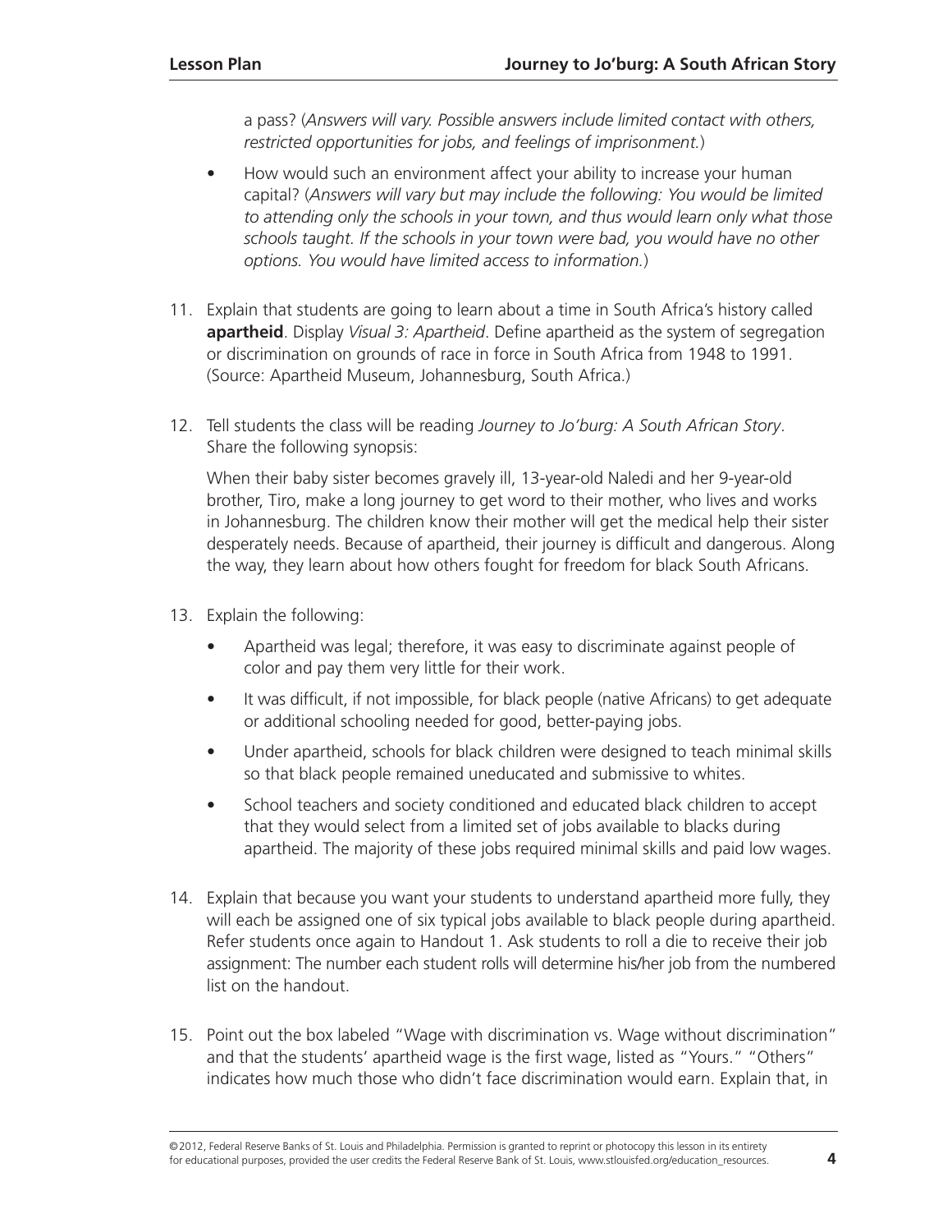a pass? (*Answers will vary. Possible answers include limited contact with others, restricted opportunities for jobs, and feelings of imprisonment.*)

- How would such an environment affect your ability to increase your human capital? (*Answers will vary but may include the following: You would be limited to attending only the schools in your town, and thus would learn only what those schools taught. If the schools in your town were bad, you would have no other options. You would have limited access to information.*)

11. Explain that students are going to learn about a time in South Africa's history called **apartheid**. Display *Visual 3: Apartheid*. Define apartheid as the system of segregation or discrimination on grounds of race in force in South Africa from 1948 to 1991. (Source: Apartheid Museum, Johannesburg, South Africa.)

12. Tell students the class will be reading *Journey to Jo'burg: A South African Story*. Share the following synopsis:

    When their baby sister becomes gravely ill, 13-year-old Naledi and her 9-year-old brother, Tiro, make a long journey to get word to their mother, who lives and works in Johannesburg. The children know their mother will get the medical help their sister desperately needs. Because of apartheid, their journey is difficult and dangerous. Along the way, they learn about how others fought for freedom for black South Africans.

13. Explain the following:
    - Apartheid was legal; therefore, it was easy to discriminate against people of color and pay them very little for their work.
    - It was difficult, if not impossible, for black people (native Africans) to get adequate or additional schooling needed for good, better-paying jobs.
    - Under apartheid, schools for black children were designed to teach minimal skills so that black people remained uneducated and submissive to whites.
    - School teachers and society conditioned and educated black children to accept that they would select from a limited set of jobs available to blacks during apartheid. The majority of these jobs required minimal skills and paid low wages.

14. Explain that because you want your students to understand apartheid more fully, they will each be assigned one of six typical jobs available to black people during apartheid. Refer students once again to Handout 1. Ask students to roll a die to receive their job assignment: The number each student rolls will determine his/her job from the numbered list on the handout.

15. Point out the box labeled "Wage with discrimination vs. Wage without discrimination" and that the students' apartheid wage is the first wage, listed as "Yours." "Others" indicates how much those who didn't face discrimination would earn. Explain that, in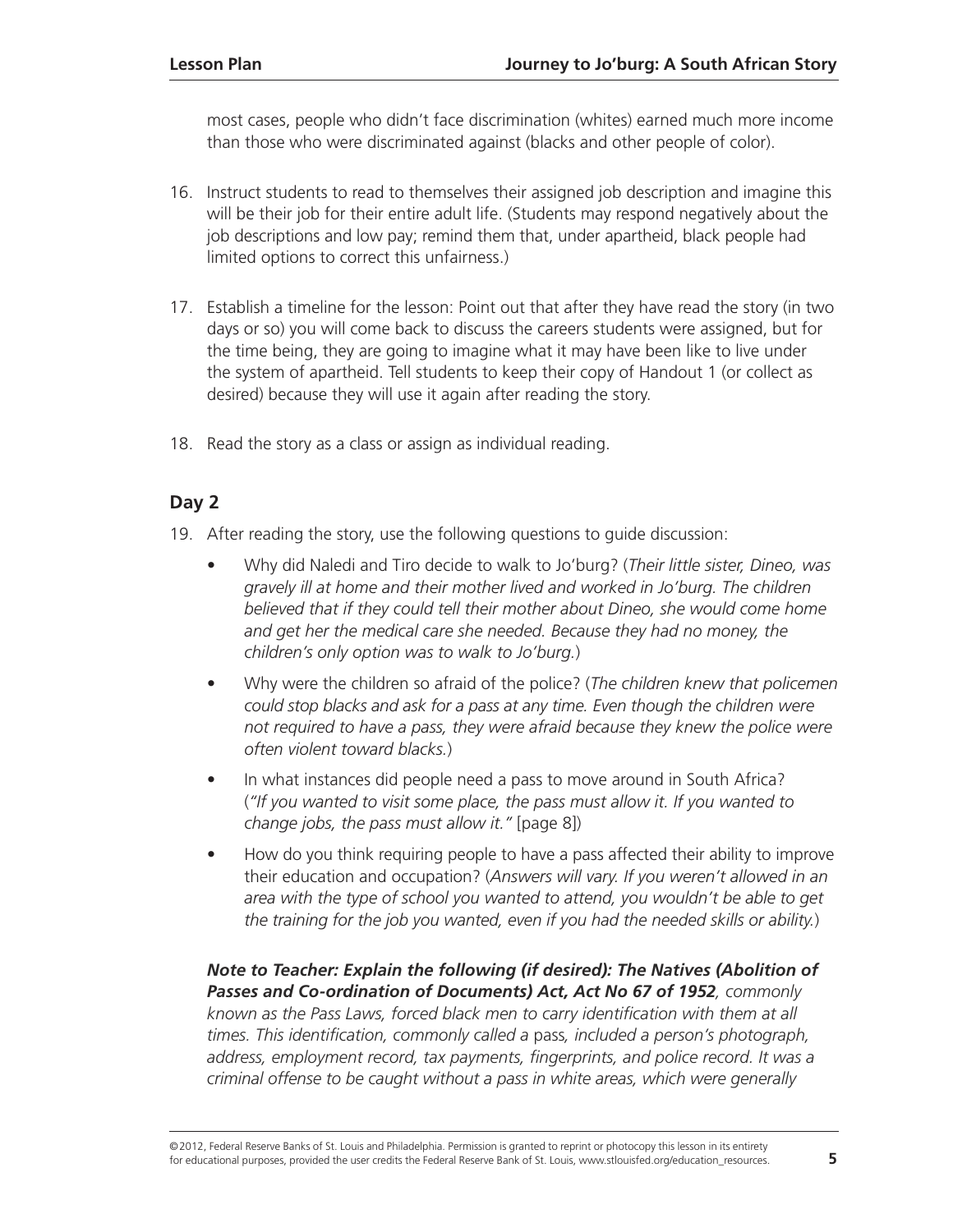most cases, people who didn't face discrimination (whites) earned much more income than those who were discriminated against (blacks and other people of color).

16. Instruct students to read to themselves their assigned job description and imagine this will be their job for their entire adult life. (Students may respond negatively about the job descriptions and low pay; remind them that, under apartheid, black people had limited options to correct this unfairness.)

17. Establish a timeline for the lesson: Point out that after they have read the story (in two days or so) you will come back to discuss the careers students were assigned, but for the time being, they are going to imagine what it may have been like to live under the system of apartheid. Tell students to keep their copy of Handout 1 (or collect as desired) because they will use it again after reading the story.

18. Read the story as a class or assign as individual reading.

## Day 2

19. After reading the story, use the following questions to guide discussion:

    - Why did Naledi and Tiro decide to walk to Jo'burg? (*Their little sister, Dineo, was gravely ill at home and their mother lived and worked in Jo'burg. The children believed that if they could tell their mother about Dineo, she would come home and get her the medical care she needed. Because they had no money, the children's only option was to walk to Jo'burg.*)
    - Why were the children so afraid of the police? (*The children knew that policemen could stop blacks and ask for a pass at any time. Even though the children were not required to have a pass, they were afraid because they knew the police were often violent toward blacks.*)
    - In what instances did people need a pass to move around in South Africa? (*"If you wanted to visit some place, the pass must allow it. If you wanted to change jobs, the pass must allow it."* [page 8])
    - How do you think requiring people to have a pass affected their ability to improve their education and occupation? (*Answers will vary. If you weren't allowed in an area with the type of school you wanted to attend, you wouldn't be able to get the training for the job you wanted, even if you had the needed skills or ability.*)

    ***Note to Teacher: Explain the following (if desired): The Natives (Abolition of Passes and Co-ordination of Documents) Act, Act No 67 of 1952****, commonly known as the Pass Laws, forced black men to carry identification with them at all times. This identification, commonly called a* pass*, included a person's photograph, address, employment record, tax payments, fingerprints, and police record. It was a criminal offense to be caught without a pass in white areas, which were generally*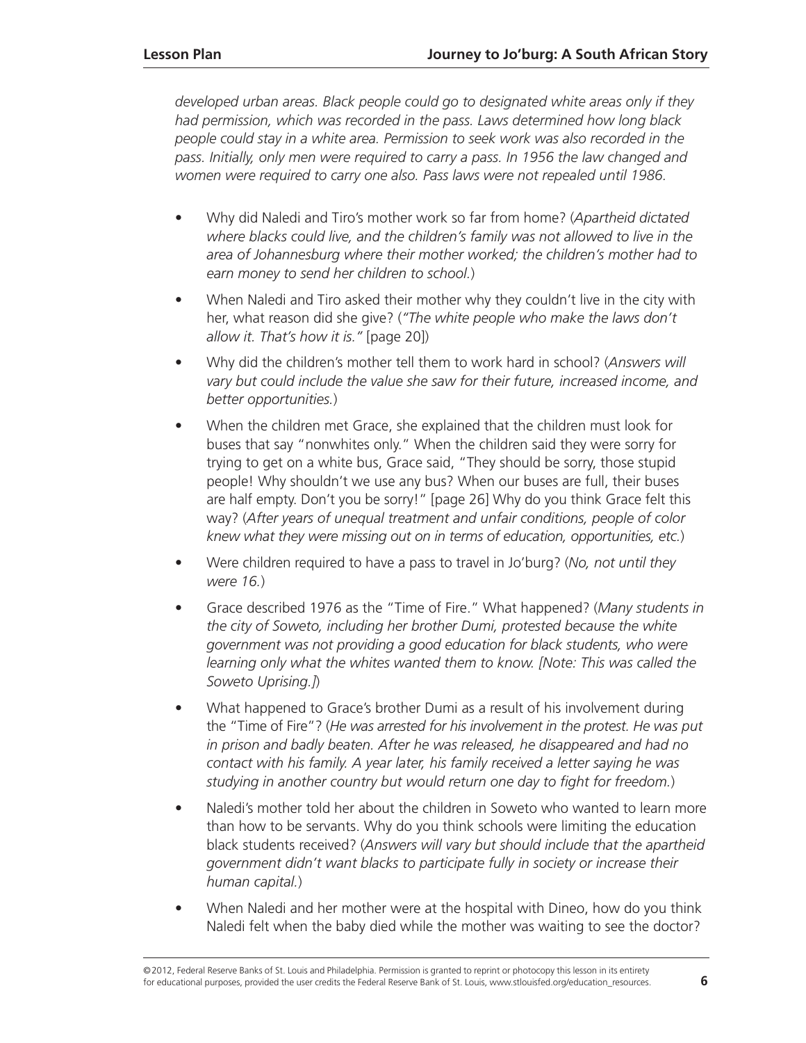*developed urban areas. Black people could go to designated white areas only if they had permission, which was recorded in the pass. Laws determined how long black people could stay in a white area. Permission to seek work was also recorded in the pass. Initially, only men were required to carry a pass. In 1956 the law changed and women were required to carry one also. Pass laws were not repealed until 1986.*

- Why did Naledi and Tiro's mother work so far from home? (*Apartheid dictated where blacks could live, and the children's family was not allowed to live in the area of Johannesburg where their mother worked; the children's mother had to earn money to send her children to school.*)
- When Naledi and Tiro asked their mother why they couldn't live in the city with her, what reason did she give? (*"The white people who make the laws don't allow it. That's how it is."* [page 20])
- Why did the children's mother tell them to work hard in school? (*Answers will vary but could include the value she saw for their future, increased income, and better opportunities.*)
- When the children met Grace, she explained that the children must look for buses that say "nonwhites only." When the children said they were sorry for trying to get on a white bus, Grace said, "They should be sorry, those stupid people! Why shouldn't we use any bus? When our buses are full, their buses are half empty. Don't you be sorry!" [page 26] Why do you think Grace felt this way? (*After years of unequal treatment and unfair conditions, people of color knew what they were missing out on in terms of education, opportunities, etc.*)
- Were children required to have a pass to travel in Jo'burg? (*No, not until they were 16.*)
- Grace described 1976 as the "Time of Fire." What happened? (*Many students in the city of Soweto, including her brother Dumi, protested because the white government was not providing a good education for black students, who were learning only what the whites wanted them to know. [Note: This was called the Soweto Uprising.]*)
- What happened to Grace's brother Dumi as a result of his involvement during the "Time of Fire"? (*He was arrested for his involvement in the protest. He was put in prison and badly beaten. After he was released, he disappeared and had no contact with his family. A year later, his family received a letter saying he was studying in another country but would return one day to fight for freedom.*)
- Naledi's mother told her about the children in Soweto who wanted to learn more than how to be servants. Why do you think schools were limiting the education black students received? (*Answers will vary but should include that the apartheid government didn't want blacks to participate fully in society or increase their human capital.*)
- When Naledi and her mother were at the hospital with Dineo, how do you think Naledi felt when the baby died while the mother was waiting to see the doctor?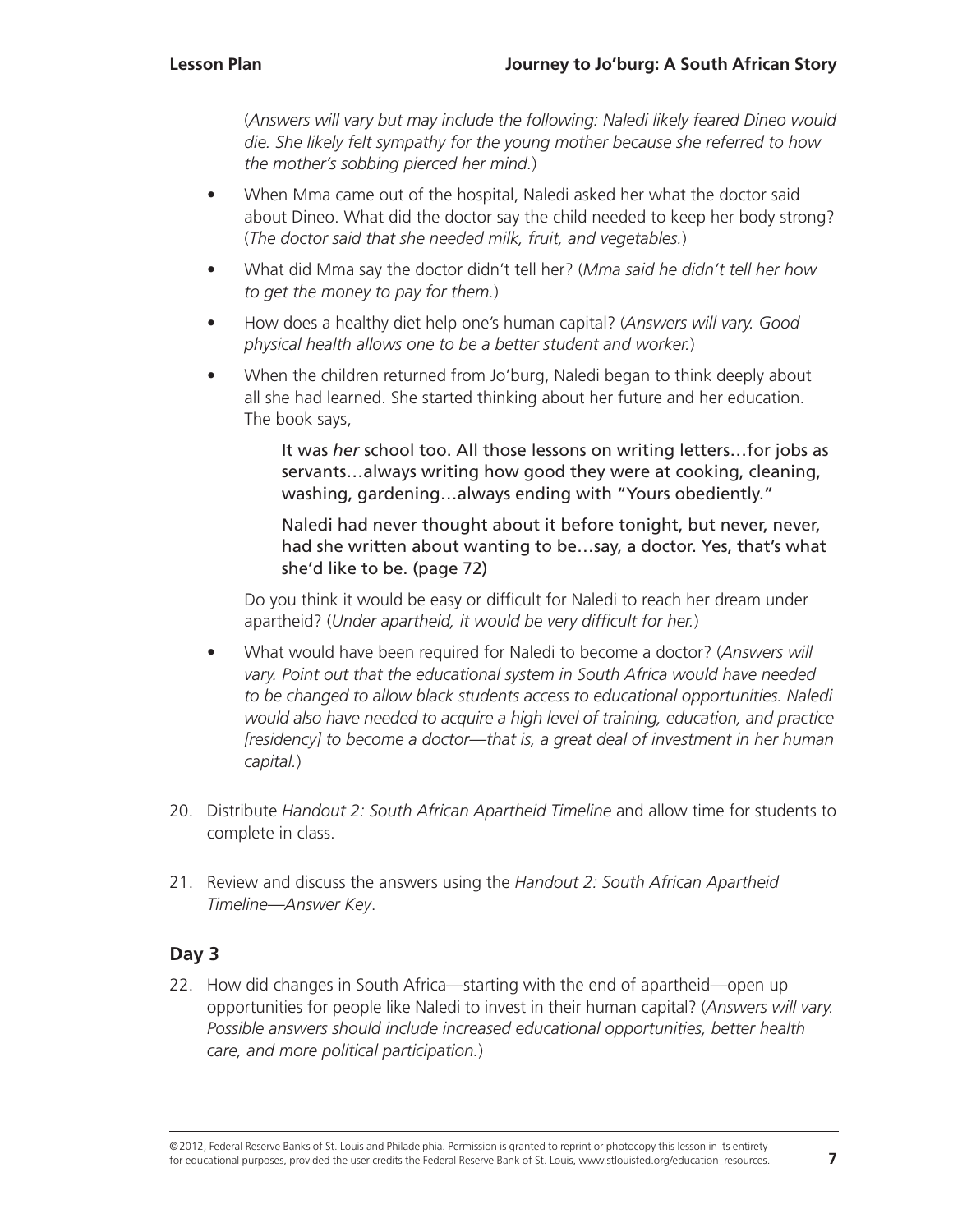(*Answers will vary but may include the following: Naledi likely feared Dineo would die. She likely felt sympathy for the young mother because she referred to how the mother's sobbing pierced her mind.*)

- When Mma came out of the hospital, Naledi asked her what the doctor said about Dineo. What did the doctor say the child needed to keep her body strong? (*The doctor said that she needed milk, fruit, and vegetables.*)
- What did Mma say the doctor didn't tell her? (*Mma said he didn't tell her how to get the money to pay for them.*)
- How does a healthy diet help one's human capital? (*Answers will vary. Good physical health allows one to be a better student and worker.*)
- When the children returned from Jo'burg, Naledi began to think deeply about all she had learned. She started thinking about her future and her education. The book says,

  > It was *her* school too. All those lessons on writing letters…for jobs as servants…always writing how good they were at cooking, cleaning, washing, gardening…always ending with "Yours obediently."
  >
  > Naledi had never thought about it before tonight, but never, never, had she written about wanting to be…say, a doctor. Yes, that's what she'd like to be. (page 72)

  Do you think it would be easy or difficult for Naledi to reach her dream under apartheid? (*Under apartheid, it would be very difficult for her.*)

- What would have been required for Naledi to become a doctor? (*Answers will vary. Point out that the educational system in South Africa would have needed to be changed to allow black students access to educational opportunities. Naledi would also have needed to acquire a high level of training, education, and practice [residency] to become a doctor—that is, a great deal of investment in her human capital.*)

20. Distribute *Handout 2: South African Apartheid Timeline* and allow time for students to complete in class.
21. Review and discuss the answers using the *Handout 2: South African Apartheid Timeline—Answer Key*.

## Day 3

22. How did changes in South Africa—starting with the end of apartheid—open up opportunities for people like Naledi to invest in their human capital? (*Answers will vary. Possible answers should include increased educational opportunities, better health care, and more political participation.*)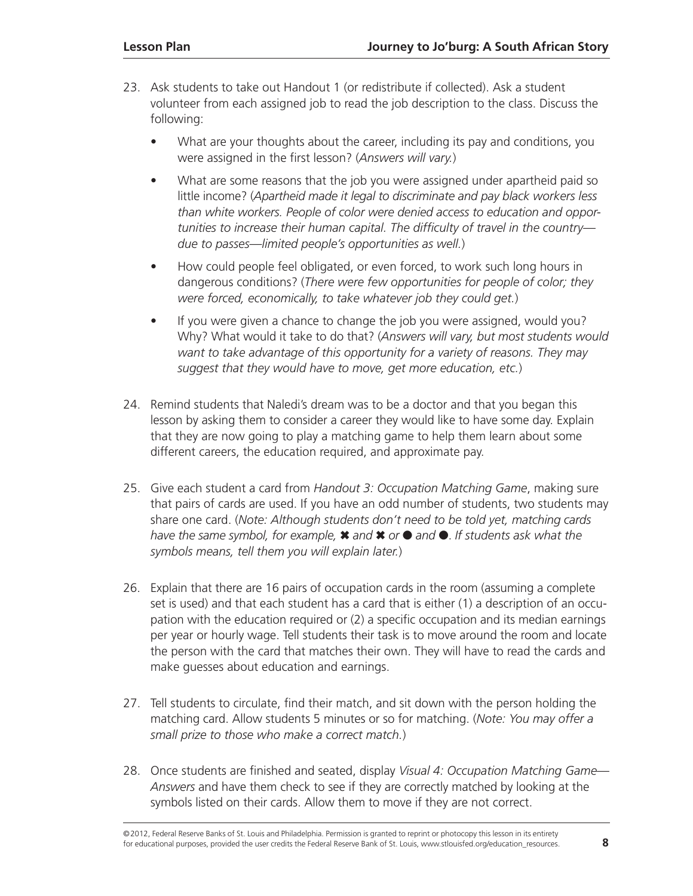23. Ask students to take out Handout 1 (or redistribute if collected). Ask a student volunteer from each assigned job to read the job description to the class. Discuss the following:
    - What are your thoughts about the career, including its pay and conditions, you were assigned in the first lesson? (*Answers will vary.*)
    - What are some reasons that the job you were assigned under apartheid paid so little income? (*Apartheid made it legal to discriminate and pay black workers less than white workers. People of color were denied access to education and opportunities to increase their human capital. The difficulty of travel in the country—due to passes—limited people's opportunities as well.*)
    - How could people feel obligated, or even forced, to work such long hours in dangerous conditions? (*There were few opportunities for people of color; they were forced, economically, to take whatever job they could get.*)
    - If you were given a chance to change the job you were assigned, would you? Why? What would it take to do that? (*Answers will vary, but most students would want to take advantage of this opportunity for a variety of reasons. They may suggest that they would have to move, get more education, etc.*)

24. Remind students that Naledi's dream was to be a doctor and that you began this lesson by asking them to consider a career they would like to have some day. Explain that they are now going to play a matching game to help them learn about some different careers, the education required, and approximate pay.

25. Give each student a card from *Handout 3: Occupation Matching Game*, making sure that pairs of cards are used. If you have an odd number of students, two students may share one card. (*Note: Although students don't need to be told yet, matching cards have the same symbol, for example, ✖ and ✖ or ● and ●. If students ask what the symbols means, tell them you will explain later.*)

26. Explain that there are 16 pairs of occupation cards in the room (assuming a complete set is used) and that each student has a card that is either (1) a description of an occupation with the education required or (2) a specific occupation and its median earnings per year or hourly wage. Tell students their task is to move around the room and locate the person with the card that matches their own. They will have to read the cards and make guesses about education and earnings.

27. Tell students to circulate, find their match, and sit down with the person holding the matching card. Allow students 5 minutes or so for matching. (*Note: You may offer a small prize to those who make a correct match.*)

28. Once students are finished and seated, display *Visual 4: Occupation Matching Game—Answers* and have them check to see if they are correctly matched by looking at the symbols listed on their cards. Allow them to move if they are not correct.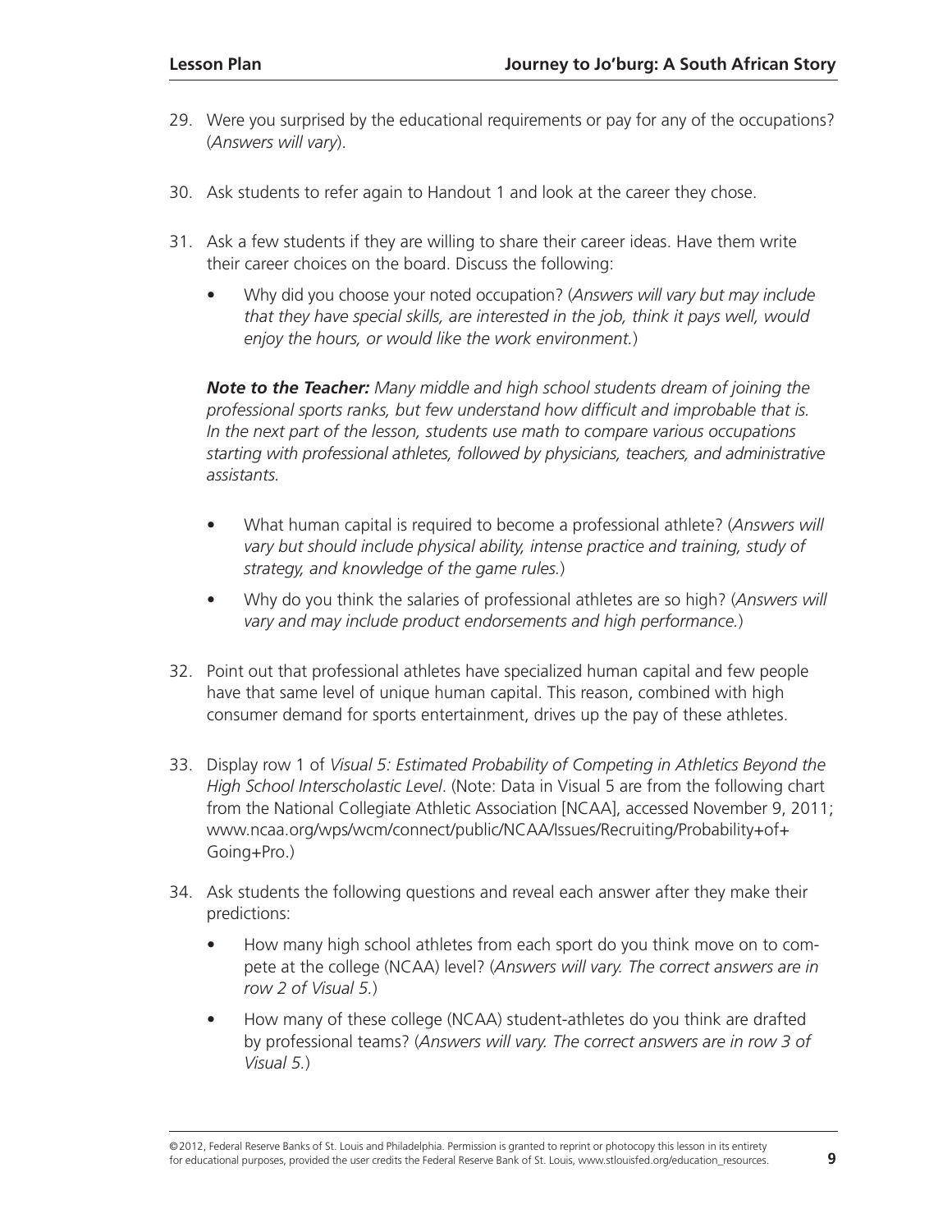29. Were you surprised by the educational requirements or pay for any of the occupations? (*Answers will vary*).

30. Ask students to refer again to Handout 1 and look at the career they chose.

31. Ask a few students if they are willing to share their career ideas. Have them write their career choices on the board. Discuss the following:

    - Why did you choose your noted occupation? (*Answers will vary but may include that they have special skills, are interested in the job, think it pays well, would enjoy the hours, or would like the work environment.*)

    ***Note to the Teacher:*** *Many middle and high school students dream of joining the professional sports ranks, but few understand how difficult and improbable that is. In the next part of the lesson, students use math to compare various occupations starting with professional athletes, followed by physicians, teachers, and administrative assistants.*

    - What human capital is required to become a professional athlete? (*Answers will vary but should include physical ability, intense practice and training, study of strategy, and knowledge of the game rules.*)
    - Why do you think the salaries of professional athletes are so high? (*Answers will vary and may include product endorsements and high performance.*)

32. Point out that professional athletes have specialized human capital and few people have that same level of unique human capital. This reason, combined with high consumer demand for sports entertainment, drives up the pay of these athletes.

33. Display row 1 of *Visual 5: Estimated Probability of Competing in Athletics Beyond the High School Interscholastic Level*. (Note: Data in Visual 5 are from the following chart from the National Collegiate Athletic Association [NCAA], accessed November 9, 2011; www.ncaa.org/wps/wcm/connect/public/NCAA/Issues/Recruiting/Probability+of+Going+Pro.)

34. Ask students the following questions and reveal each answer after they make their predictions:

    - How many high school athletes from each sport do you think move on to compete at the college (NCAA) level? (*Answers will vary. The correct answers are in row 2 of Visual 5.*)
    - How many of these college (NCAA) student-athletes do you think are drafted by professional teams? (*Answers will vary. The correct answers are in row 3 of Visual 5.*)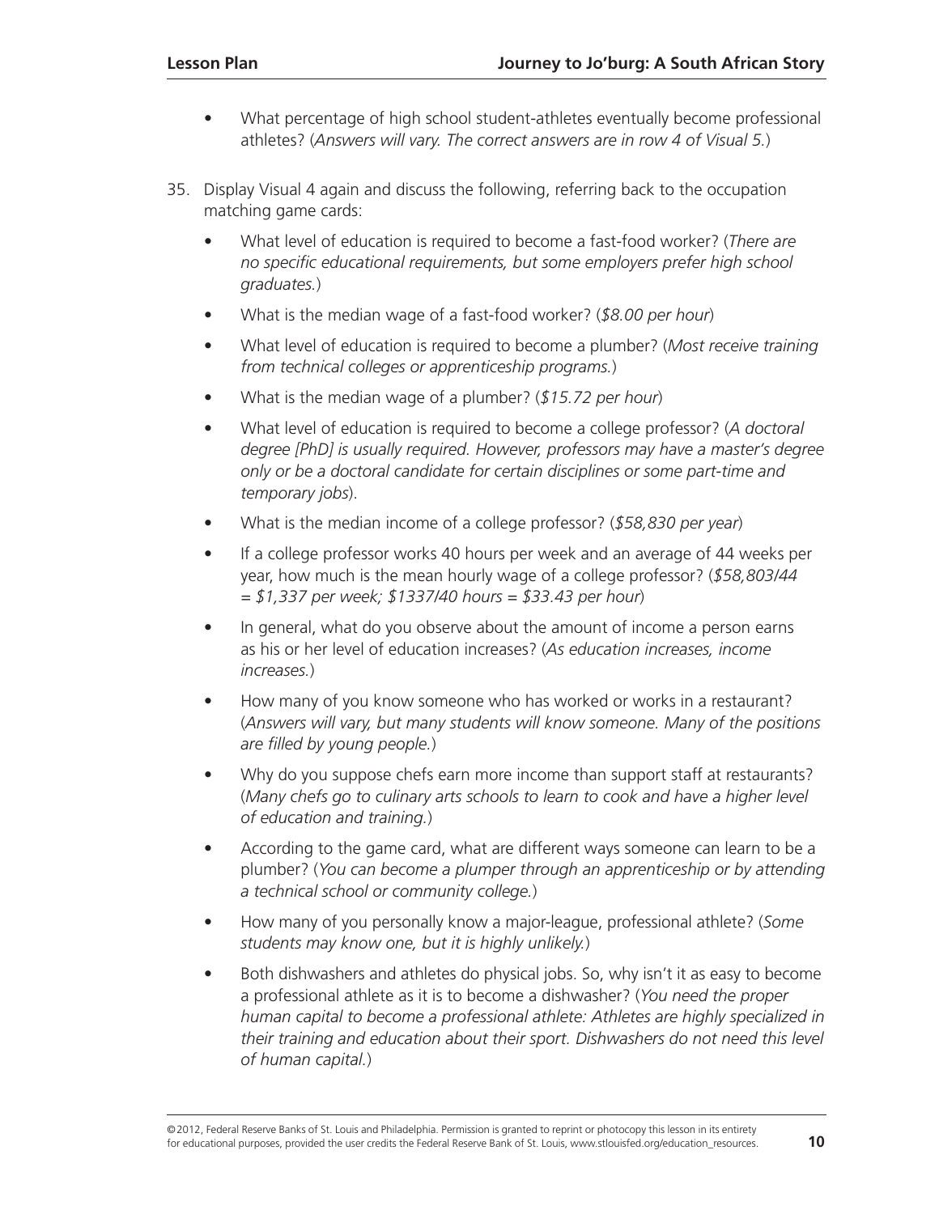- What percentage of high school student-athletes eventually become professional athletes? (*Answers will vary. The correct answers are in row 4 of Visual 5.*)

35. Display Visual 4 again and discuss the following, referring back to the occupation matching game cards:

    - What level of education is required to become a fast-food worker? (*There are no specific educational requirements, but some employers prefer high school graduates.*)
    - What is the median wage of a fast-food worker? (*$8.00 per hour*)
    - What level of education is required to become a plumber? (*Most receive training from technical colleges or apprenticeship programs.*)
    - What is the median wage of a plumber? (*$15.72 per hour*)
    - What level of education is required to become a college professor? (*A doctoral degree [PhD] is usually required. However, professors may have a master's degree only or be a doctoral candidate for certain disciplines or some part-time and temporary jobs*).
    - What is the median income of a college professor? (*$58,830 per year*)
    - If a college professor works 40 hours per week and an average of 44 weeks per year, how much is the mean hourly wage of a college professor? (*$58,803/44 = $1,337 per week; $1337/40 hours = $33.43 per hour*)
    - In general, what do you observe about the amount of income a person earns as his or her level of education increases? (*As education increases, income increases.*)
    - How many of you know someone who has worked or works in a restaurant? (*Answers will vary, but many students will know someone. Many of the positions are filled by young people.*)
    - Why do you suppose chefs earn more income than support staff at restaurants? (*Many chefs go to culinary arts schools to learn to cook and have a higher level of education and training.*)
    - According to the game card, what are different ways someone can learn to be a plumber? (*You can become a plumper through an apprenticeship or by attending a technical school or community college.*)
    - How many of you personally know a major-league, professional athlete? (*Some students may know one, but it is highly unlikely.*)
    - Both dishwashers and athletes do physical jobs. So, why isn't it as easy to become a professional athlete as it is to become a dishwasher? (*You need the proper human capital to become a professional athlete: Athletes are highly specialized in their training and education about their sport. Dishwashers do not need this level of human capital.*)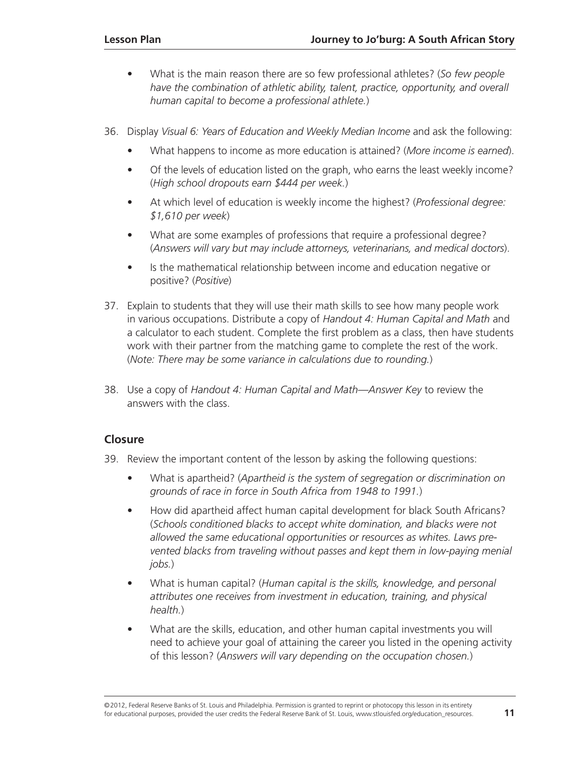- What is the main reason there are so few professional athletes? (*So few people have the combination of athletic ability, talent, practice, opportunity, and overall human capital to become a professional athlete.*)

36. Display *Visual 6: Years of Education and Weekly Median Income* and ask the following:
    - What happens to income as more education is attained? (*More income is earned*).
    - Of the levels of education listed on the graph, who earns the least weekly income? (*High school dropouts earn $444 per week.*)
    - At which level of education is weekly income the highest? (*Professional degree: $1,610 per week*)
    - What are some examples of professions that require a professional degree? (*Answers will vary but may include attorneys, veterinarians, and medical doctors*).
    - Is the mathematical relationship between income and education negative or positive? (*Positive*)

37. Explain to students that they will use their math skills to see how many people work in various occupations. Distribute a copy of *Handout 4: Human Capital and Math* and a calculator to each student. Complete the first problem as a class, then have students work with their partner from the matching game to complete the rest of the work. (*Note: There may be some variance in calculations due to rounding.*)

38. Use a copy of *Handout 4: Human Capital and Math—Answer Key* to review the answers with the class.

## Closure

39. Review the important content of the lesson by asking the following questions:
    - What is apartheid? (*Apartheid is the system of segregation or discrimination on grounds of race in force in South Africa from 1948 to 1991.*)
    - How did apartheid affect human capital development for black South Africans? (*Schools conditioned blacks to accept white domination, and blacks were not allowed the same educational opportunities or resources as whites. Laws prevented blacks from traveling without passes and kept them in low-paying menial jobs.*)
    - What is human capital? (*Human capital is the skills, knowledge, and personal attributes one receives from investment in education, training, and physical health.*)
    - What are the skills, education, and other human capital investments you will need to achieve your goal of attaining the career you listed in the opening activity of this lesson? (*Answers will vary depending on the occupation chosen.*)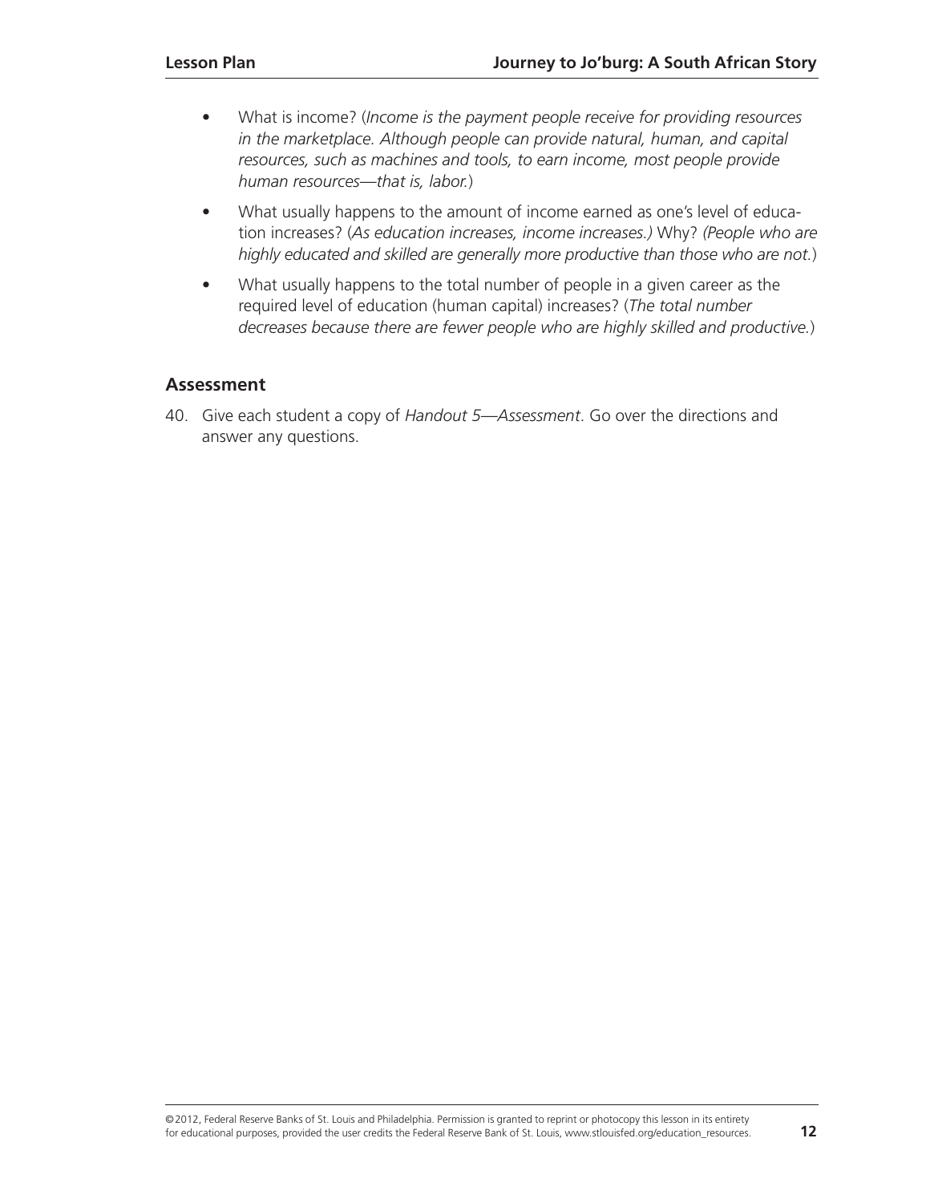- What is income? (*Income is the payment people receive for providing resources in the marketplace. Although people can provide natural, human, and capital resources, such as machines and tools, to earn income, most people provide human resources—that is, labor.*)
- What usually happens to the amount of income earned as one's level of education increases? (*As education increases, income increases.*) Why? *(People who are highly educated and skilled are generally more productive than those who are not.*)
- What usually happens to the total number of people in a given career as the required level of education (human capital) increases? (*The total number decreases because there are fewer people who are highly skilled and productive.*)

## Assessment

40. Give each student a copy of *Handout 5—Assessment*. Go over the directions and answer any questions.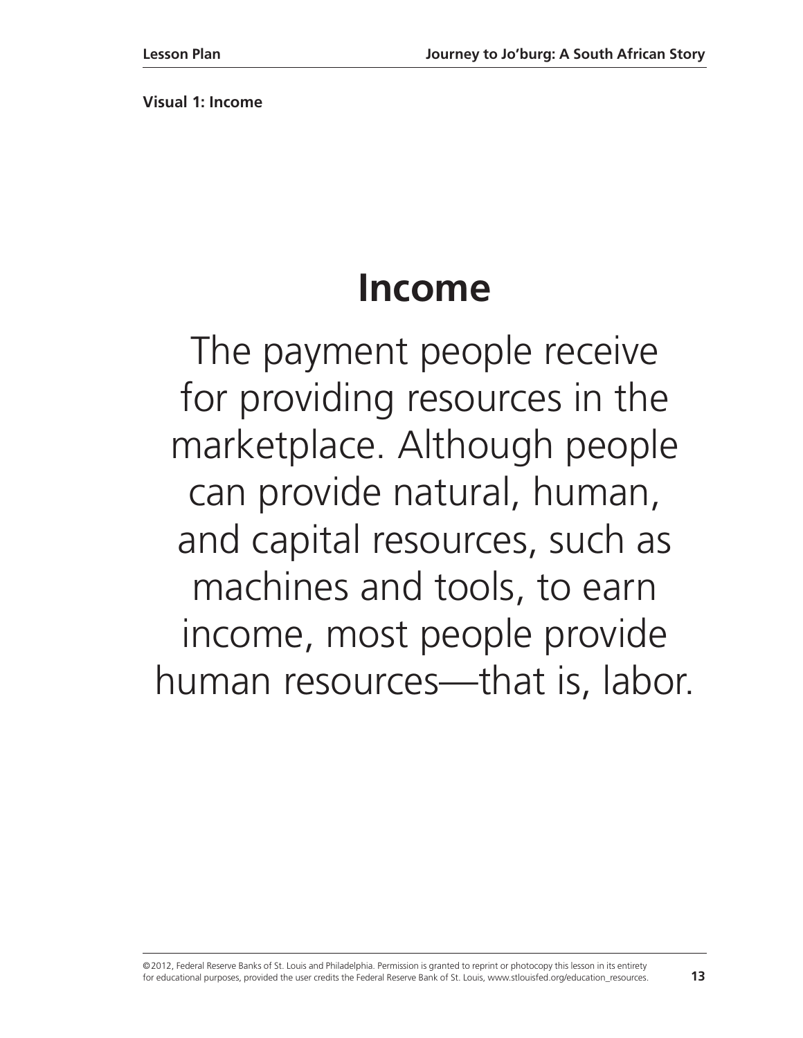**Visual 1: Income**

# Income

The payment people receive for providing resources in the marketplace. Although people can provide natural, human, and capital resources, such as machines and tools, to earn income, most people provide human resources—that is, labor.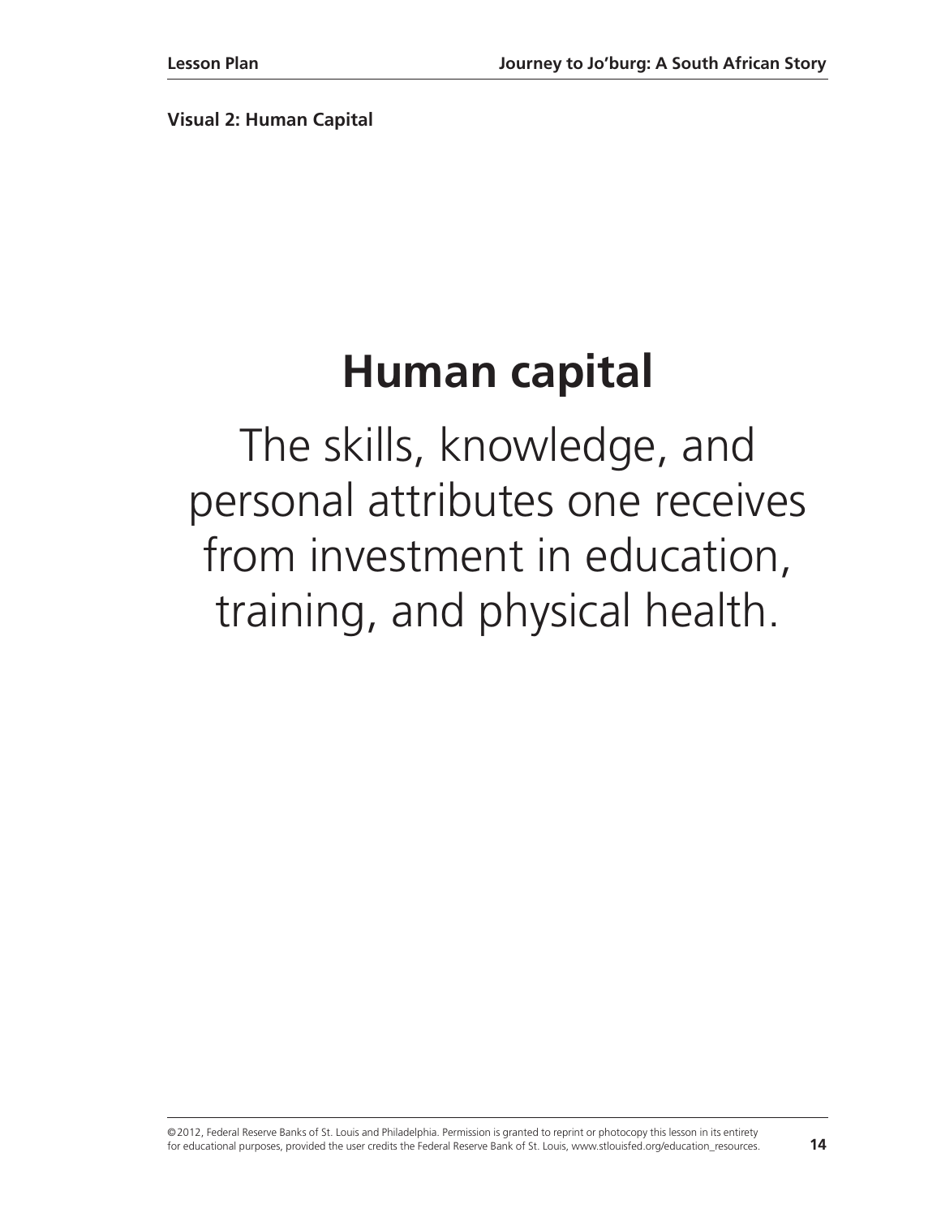**Visual 2: Human Capital**

# Human capital

The skills, knowledge, and personal attributes one receives from investment in education, training, and physical health.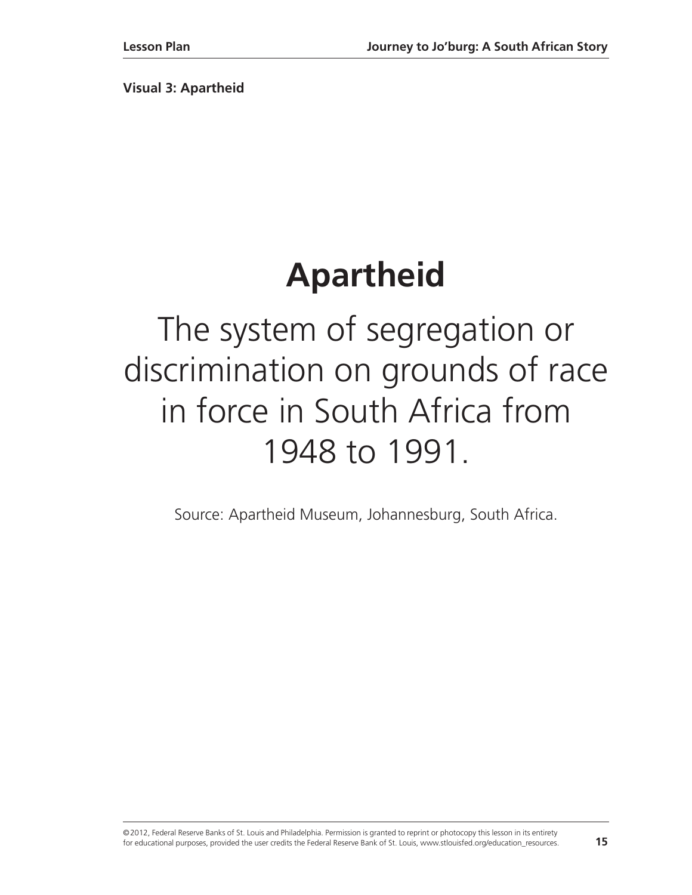**Visual 3: Apartheid**

# Apartheid

The system of segregation or discrimination on grounds of race in force in South Africa from 1948 to 1991.

Source: Apartheid Museum, Johannesburg, South Africa.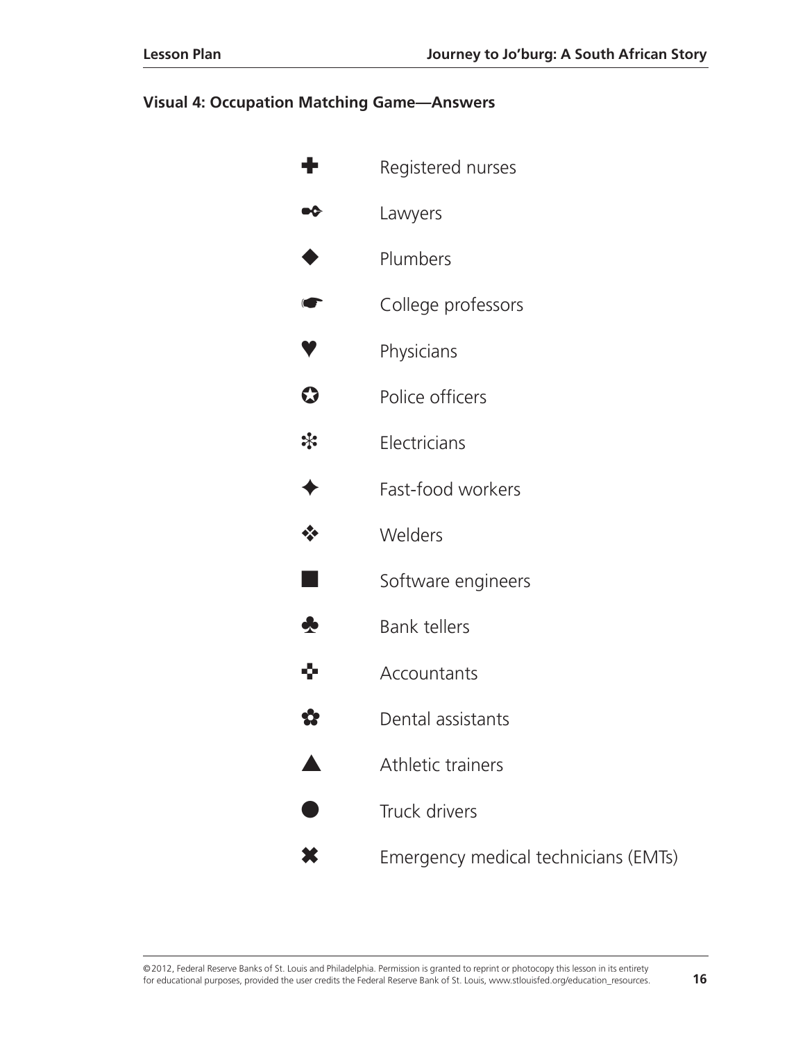### Visual 4: Occupation Matching Game—Answers

| | |
|---|---|
| ✚ | Registered nurses |
| ✒ | Lawyers |
| ◆ | Plumbers |
| ☛ | College professors |
| ♥ | Physicians |
| ✪ | Police officers |
| ❄ | Electricians |
| ✦ | Fast-food workers |
| ❖ | Welders |
| ■ | Software engineers |
| ♣ | Bank tellers |
| ✜ | Accountants |
| ✿ | Dental assistants |
| ▲ | Athletic trainers |
| ● | Truck drivers |
| ✖ | Emergency medical technicians (EMTs) |

©2012, Federal Reserve Banks of St. Louis and Philadelphia. Permission is granted to reprint or photocopy this lesson in its entirety for educational purposes, provided the user credits the Federal Reserve Bank of St. Louis, www.stlouisfed.org/education_resources.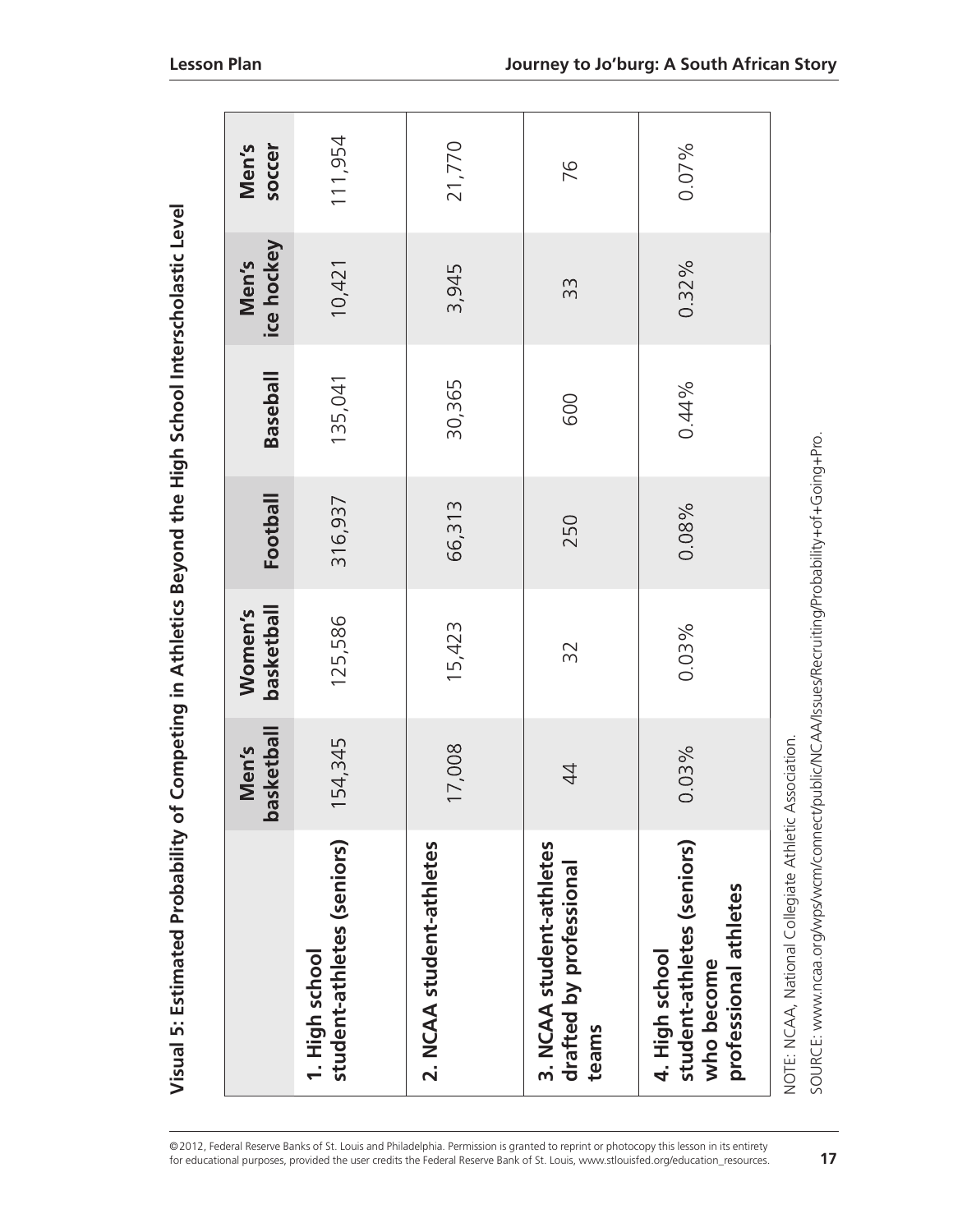## Visual 5: Estimated Probability of Competing in Athletics Beyond the High School Interscholastic Level

| | Men's basketball | Women's basketball | Football | Baseball | Men's ice hockey | Men's soccer |
|---|---|---|---|---|---|---|
| **1. High school student-athletes (seniors)** | 154,345 | 125,586 | 316,937 | 135,041 | 10,421 | 111,954 |
| **2. NCAA student-athletes** | 17,008 | 15,423 | 66,313 | 30,365 | 3,945 | 21,770 |
| **3. NCAA student-athletes drafted by professional teams** | 44 | 32 | 250 | 600 | 33 | 76 |
| **4. High school student-athletes (seniors) who become professional athletes** | 0.03% | 0.03% | 0.08% | 0.44% | 0.32% | 0.07% |

NOTE: NCAA, National Collegiate Athletic Association.

SOURCE: www.ncaa.org/wps/wcm/connect/public/NCAA/Issues/Recruiting/Probability+of+Going+Pro.

©2012, Federal Reserve Banks of St. Louis and Philadelphia. Permission is granted to reprint or photocopy this lesson in its entirety for educational purposes, provided the user credits the Federal Reserve Bank of St. Louis, www.stlouisfed.org/education_resources.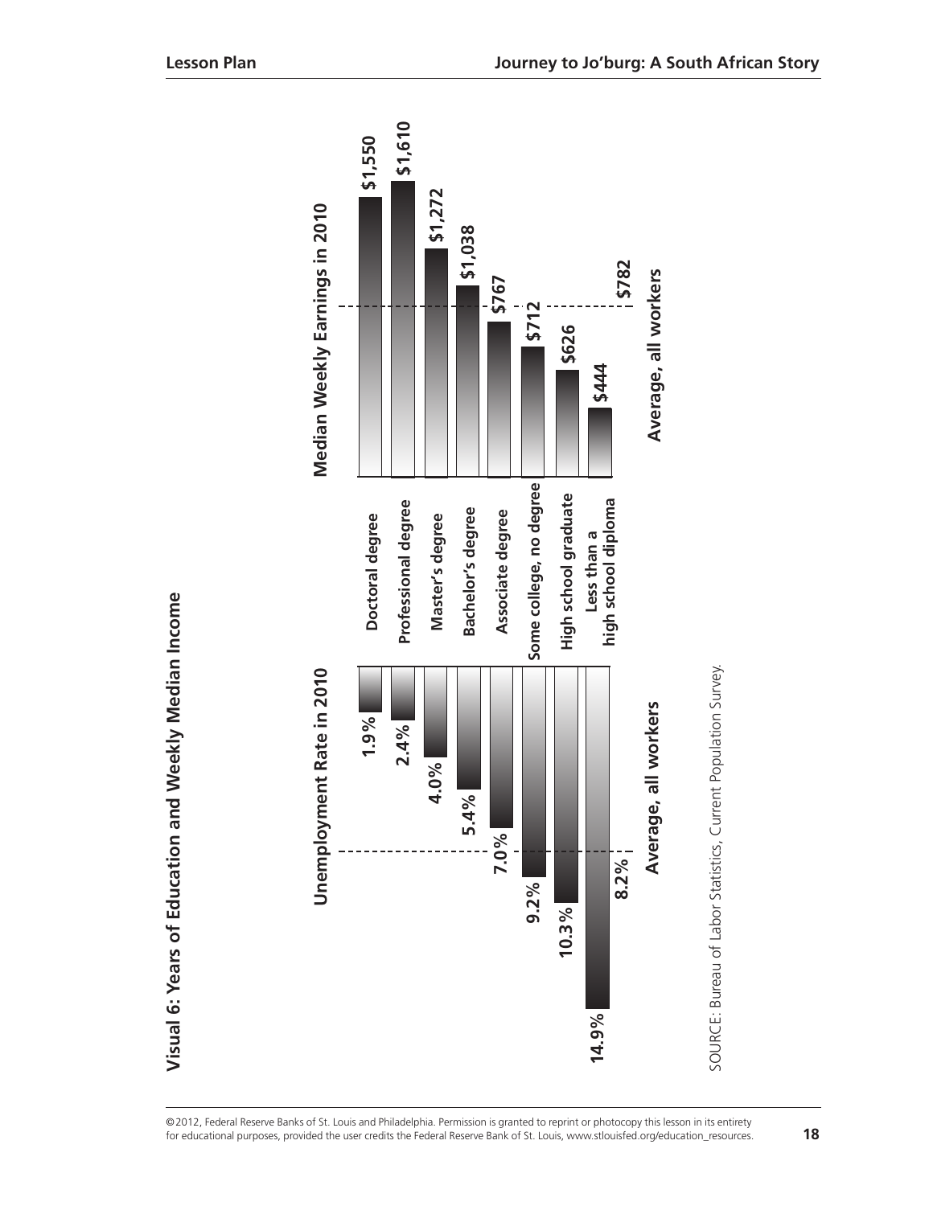# Visual 6: Years of Education and Weekly Median Income

| Unemployment Rate in 2010 | Education level | Median Weekly Earnings in 2010 |
|---|---|---|
| 1.9% | Doctoral degree | $1,550 |
| 2.4% | Professional degree | $1,610 |
| 4.0% | Master's degree | $1,272 |
| 5.4% | Bachelor's degree | $1,038 |
| 7.0% | Associate degree | $767 |
| 9.2% | Some college, no degree | $712 |
| 10.3% | High school graduate | $626 |
| 14.9% | Less than a high school diploma | $444 |
| 8.2% | Average, all workers | $782 |

SOURCE: Bureau of Labor Statistics, Current Population Survey.

©2012, Federal Reserve Banks of St. Louis and Philadelphia. Permission is granted to reprint or photocopy this lesson in its entirety for educational purposes, provided the user credits the Federal Reserve Bank of St. Louis, www.stlouisfed.org/education_resources.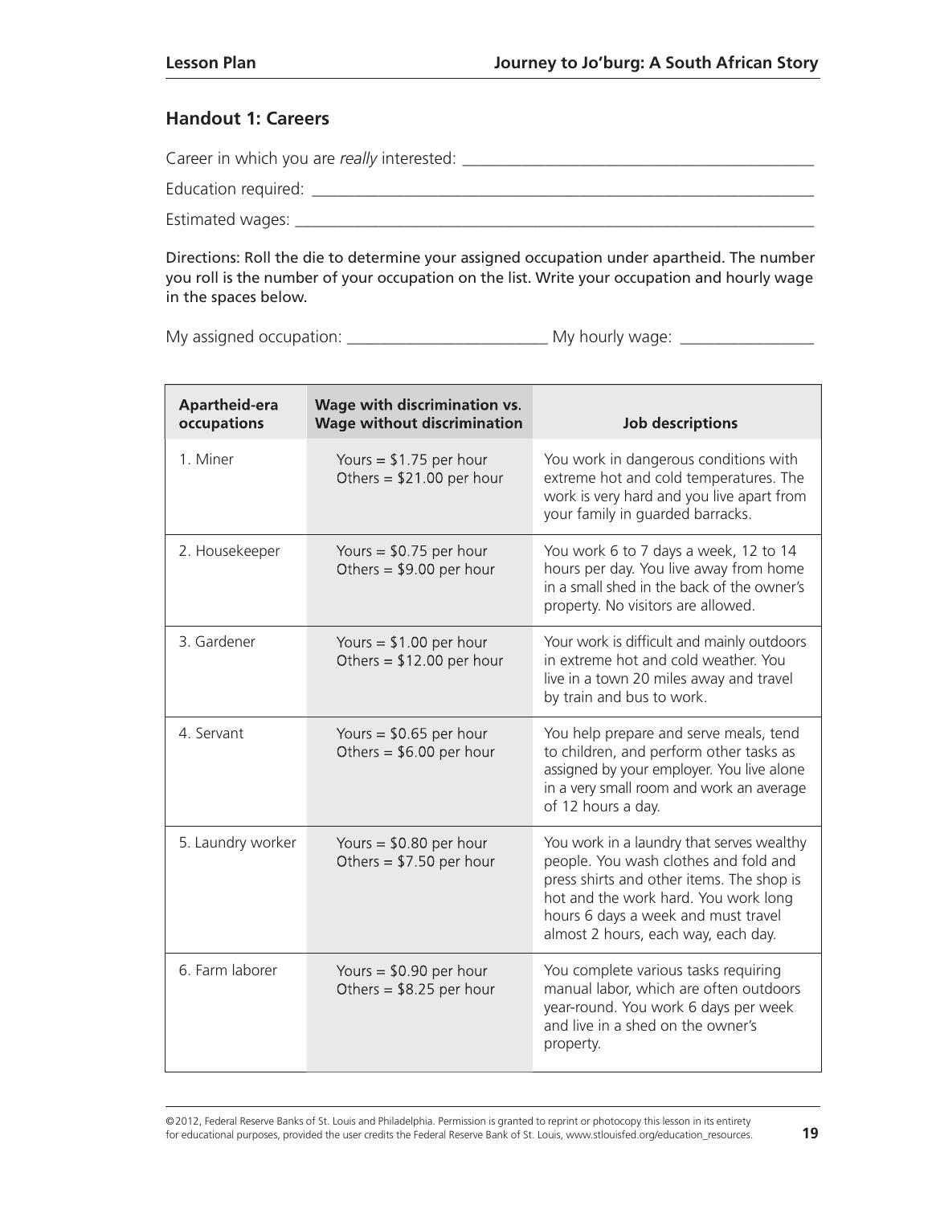## Handout 1: Careers

Career in which you are *really* interested: ___________________________________________

Education required: ___________________________________________________________

Estimated wages: _____________________________________________________________

Directions: Roll the die to determine your assigned occupation under apartheid. The number you roll is the number of your occupation on the list. Write your occupation and hourly wage in the spaces below.

My assigned occupation: ________________________ My hourly wage: ________________

| Apartheid-era occupations | Wage with discrimination vs. Wage without discrimination | Job descriptions |
|---|---|---|
| 1. Miner | Yours = $1.75 per hour<br>Others = $21.00 per hour | You work in dangerous conditions with extreme hot and cold temperatures. The work is very hard and you live apart from your family in guarded barracks. |
| 2. Housekeeper | Yours = $0.75 per hour<br>Others = $9.00 per hour | You work 6 to 7 days a week, 12 to 14 hours per day. You live away from home in a small shed in the back of the owner's property. No visitors are allowed. |
| 3. Gardener | Yours = $1.00 per hour<br>Others = $12.00 per hour | Your work is difficult and mainly outdoors in extreme hot and cold weather. You live in a town 20 miles away and travel by train and bus to work. |
| 4. Servant | Yours = $0.65 per hour<br>Others = $6.00 per hour | You help prepare and serve meals, tend to children, and perform other tasks as assigned by your employer. You live alone in a very small room and work an average of 12 hours a day. |
| 5. Laundry worker | Yours = $0.80 per hour<br>Others = $7.50 per hour | You work in a laundry that serves wealthy people. You wash clothes and fold and press shirts and other items. The shop is hot and the work hard. You work long hours 6 days a week and must travel almost 2 hours, each way, each day. |
| 6. Farm laborer | Yours = $0.90 per hour<br>Others = $8.25 per hour | You complete various tasks requiring manual labor, which are often outdoors year-round. You work 6 days per week and live in a shed on the owner's property. |

©2012, Federal Reserve Banks of St. Louis and Philadelphia. Permission is granted to reprint or photocopy this lesson in its entirety for educational purposes, provided the user credits the Federal Reserve Bank of St. Louis, www.stlouisfed.org/education_resources.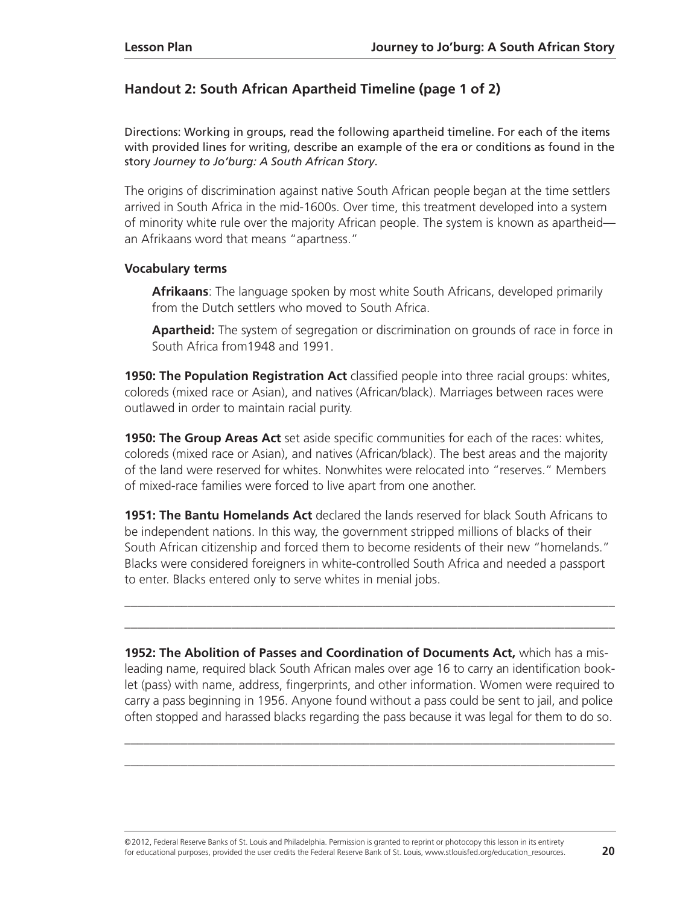## Handout 2: South African Apartheid Timeline (page 1 of 2)

Directions: Working in groups, read the following apartheid timeline. For each of the items with provided lines for writing, describe an example of the era or conditions as found in the story *Journey to Jo'burg: A South African Story*.

The origins of discrimination against native South African people began at the time settlers arrived in South Africa in the mid-1600s. Over time, this treatment developed into a system of minority white rule over the majority African people. The system is known as apartheid—an Afrikaans word that means "apartness."

### Vocabulary terms

**Afrikaans**: The language spoken by most white South Africans, developed primarily from the Dutch settlers who moved to South Africa.

**Apartheid:** The system of segregation or discrimination on grounds of race in force in South Africa from1948 and 1991.

**1950: The Population Registration Act** classified people into three racial groups: whites, coloreds (mixed race or Asian), and natives (African/black). Marriages between races were outlawed in order to maintain racial purity.

**1950: The Group Areas Act** set aside specific communities for each of the races: whites, coloreds (mixed race or Asian), and natives (African/black). The best areas and the majority of the land were reserved for whites. Nonwhites were relocated into "reserves." Members of mixed-race families were forced to live apart from one another.

**1951: The Bantu Homelands Act** declared the lands reserved for black South Africans to be independent nations. In this way, the government stripped millions of blacks of their South African citizenship and forced them to become residents of their new "homelands." Blacks were considered foreigners in white-controlled South Africa and needed a passport to enter. Blacks entered only to serve whites in menial jobs.

_______________________________________________________________________________

_______________________________________________________________________________

**1952: The Abolition of Passes and Coordination of Documents Act,** which has a misleading name, required black South African males over age 16 to carry an identification booklet (pass) with name, address, fingerprints, and other information. Women were required to carry a pass beginning in 1956. Anyone found without a pass could be sent to jail, and police often stopped and harassed blacks regarding the pass because it was legal for them to do so.

_______________________________________________________________________________

_______________________________________________________________________________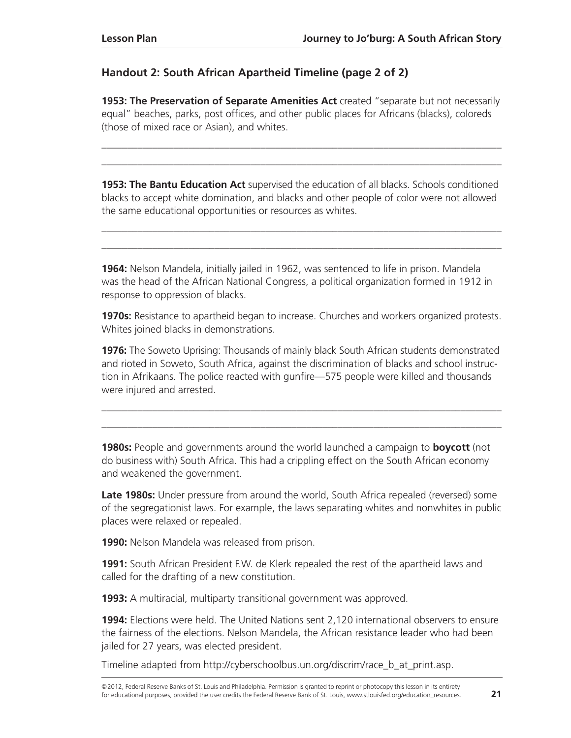## Handout 2: South African Apartheid Timeline (page 2 of 2)

**1953: The Preservation of Separate Amenities Act** created "separate but not necessarily equal" beaches, parks, post offices, and other public places for Africans (blacks), coloreds (those of mixed race or Asian), and whites.

______________________________________________________________________________

______________________________________________________________________________

**1953: The Bantu Education Act** supervised the education of all blacks. Schools conditioned blacks to accept white domination, and blacks and other people of color were not allowed the same educational opportunities or resources as whites.

______________________________________________________________________________

______________________________________________________________________________

**1964:** Nelson Mandela, initially jailed in 1962, was sentenced to life in prison. Mandela was the head of the African National Congress, a political organization formed in 1912 in response to oppression of blacks.

**1970s:** Resistance to apartheid began to increase. Churches and workers organized protests. Whites joined blacks in demonstrations.

**1976:** The Soweto Uprising: Thousands of mainly black South African students demonstrated and rioted in Soweto, South Africa, against the discrimination of blacks and school instruction in Afrikaans. The police reacted with gunfire—575 people were killed and thousands were injured and arrested.

______________________________________________________________________________

______________________________________________________________________________

**1980s:** People and governments around the world launched a campaign to **boycott** (not do business with) South Africa. This had a crippling effect on the South African economy and weakened the government.

**Late 1980s:** Under pressure from around the world, South Africa repealed (reversed) some of the segregationist laws. For example, the laws separating whites and nonwhites in public places were relaxed or repealed.

**1990:** Nelson Mandela was released from prison.

**1991:** South African President F.W. de Klerk repealed the rest of the apartheid laws and called for the drafting of a new constitution.

**1993:** A multiracial, multiparty transitional government was approved.

**1994:** Elections were held. The United Nations sent 2,120 international observers to ensure the fairness of the elections. Nelson Mandela, the African resistance leader who had been jailed for 27 years, was elected president.

Timeline adapted from http://cyberschoolbus.un.org/discrim/race_b_at_print.asp.

©2012, Federal Reserve Banks of St. Louis and Philadelphia. Permission is granted to reprint or photocopy this lesson in its entirety for educational purposes, provided the user credits the Federal Reserve Bank of St. Louis, www.stlouisfed.org/education_resources.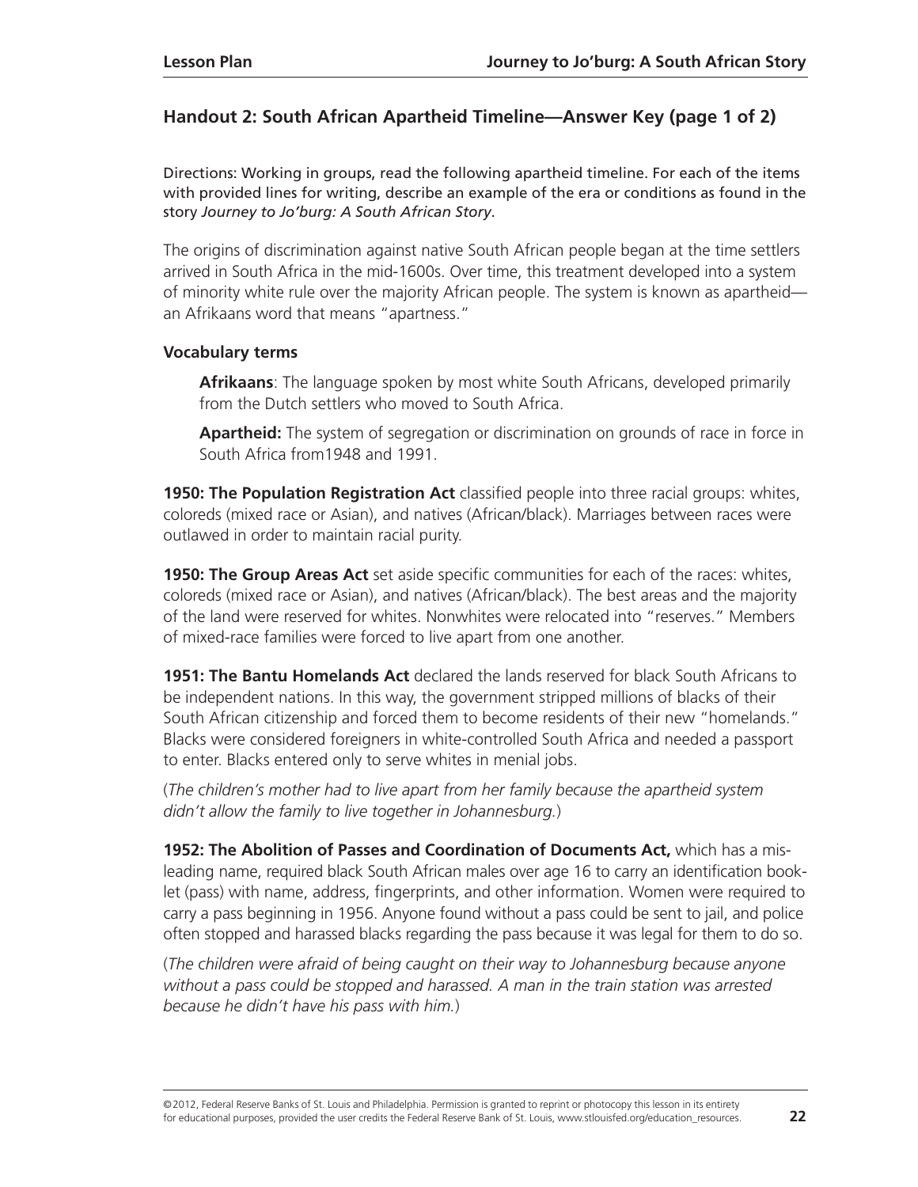## Handout 2: South African Apartheid Timeline—Answer Key (page 1 of 2)

Directions: Working in groups, read the following apartheid timeline. For each of the items with provided lines for writing, describe an example of the era or conditions as found in the story *Journey to Jo'burg: A South African Story*.

The origins of discrimination against native South African people began at the time settlers arrived in South Africa in the mid-1600s. Over time, this treatment developed into a system of minority white rule over the majority African people. The system is known as apartheid—an Afrikaans word that means "apartness."

**Vocabulary terms**

**Afrikaans**: The language spoken by most white South Africans, developed primarily from the Dutch settlers who moved to South Africa.

**Apartheid:** The system of segregation or discrimination on grounds of race in force in South Africa from1948 and 1991.

**1950: The Population Registration Act** classified people into three racial groups: whites, coloreds (mixed race or Asian), and natives (African/black). Marriages between races were outlawed in order to maintain racial purity.

**1950: The Group Areas Act** set aside specific communities for each of the races: whites, coloreds (mixed race or Asian), and natives (African/black). The best areas and the majority of the land were reserved for whites. Nonwhites were relocated into "reserves." Members of mixed-race families were forced to live apart from one another.

**1951: The Bantu Homelands Act** declared the lands reserved for black South Africans to be independent nations. In this way, the government stripped millions of blacks of their South African citizenship and forced them to become residents of their new "homelands." Blacks were considered foreigners in white-controlled South Africa and needed a passport to enter. Blacks entered only to serve whites in menial jobs.

(*The children's mother had to live apart from her family because the apartheid system didn't allow the family to live together in Johannesburg.*)

**1952: The Abolition of Passes and Coordination of Documents Act,** which has a misleading name, required black South African males over age 16 to carry an identification booklet (pass) with name, address, fingerprints, and other information. Women were required to carry a pass beginning in 1956. Anyone found without a pass could be sent to jail, and police often stopped and harassed blacks regarding the pass because it was legal for them to do so.

(*The children were afraid of being caught on their way to Johannesburg because anyone without a pass could be stopped and harassed. A man in the train station was arrested because he didn't have his pass with him.*)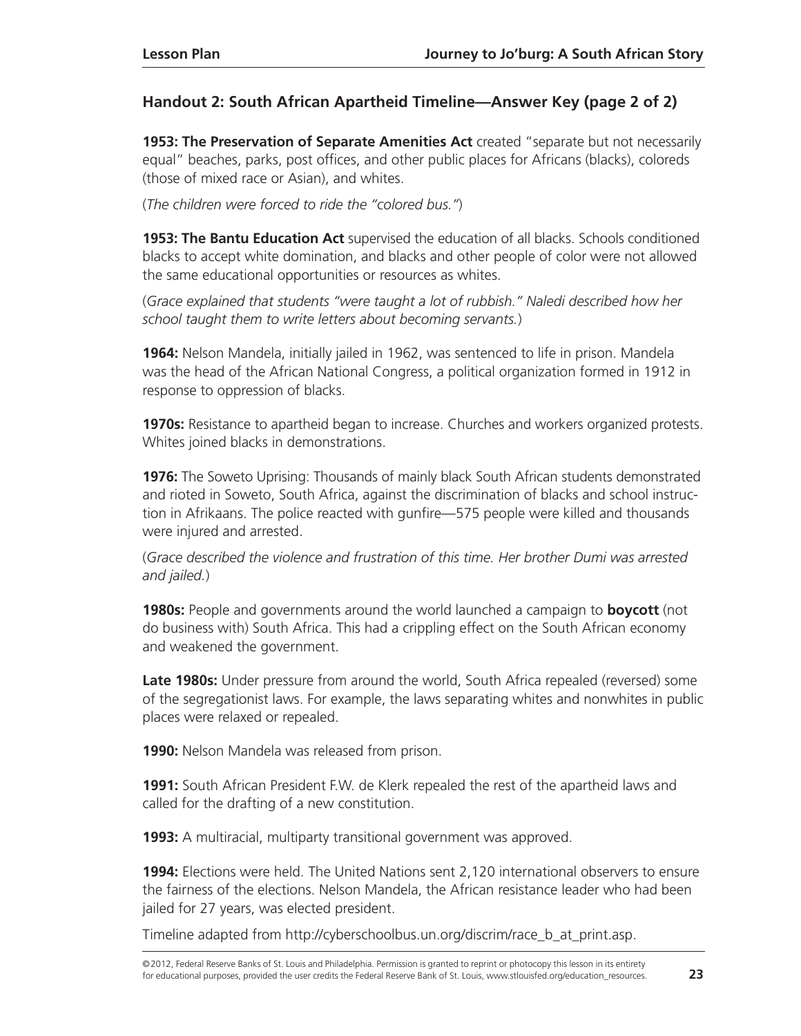## Handout 2: South African Apartheid Timeline—Answer Key (page 2 of 2)

**1953: The Preservation of Separate Amenities Act** created "separate but not necessarily equal" beaches, parks, post offices, and other public places for Africans (blacks), coloreds (those of mixed race or Asian), and whites.

(*The children were forced to ride the "colored bus."*)

**1953: The Bantu Education Act** supervised the education of all blacks. Schools conditioned blacks to accept white domination, and blacks and other people of color were not allowed the same educational opportunities or resources as whites.

(*Grace explained that students "were taught a lot of rubbish." Naledi described how her school taught them to write letters about becoming servants.*)

**1964:** Nelson Mandela, initially jailed in 1962, was sentenced to life in prison. Mandela was the head of the African National Congress, a political organization formed in 1912 in response to oppression of blacks.

**1970s:** Resistance to apartheid began to increase. Churches and workers organized protests. Whites joined blacks in demonstrations.

**1976:** The Soweto Uprising: Thousands of mainly black South African students demonstrated and rioted in Soweto, South Africa, against the discrimination of blacks and school instruction in Afrikaans. The police reacted with gunfire—575 people were killed and thousands were injured and arrested.

(*Grace described the violence and frustration of this time. Her brother Dumi was arrested and jailed.*)

**1980s:** People and governments around the world launched a campaign to **boycott** (not do business with) South Africa. This had a crippling effect on the South African economy and weakened the government.

**Late 1980s:** Under pressure from around the world, South Africa repealed (reversed) some of the segregationist laws. For example, the laws separating whites and nonwhites in public places were relaxed or repealed.

**1990:** Nelson Mandela was released from prison.

**1991:** South African President F.W. de Klerk repealed the rest of the apartheid laws and called for the drafting of a new constitution.

**1993:** A multiracial, multiparty transitional government was approved.

**1994:** Elections were held. The United Nations sent 2,120 international observers to ensure the fairness of the elections. Nelson Mandela, the African resistance leader who had been jailed for 27 years, was elected president.

Timeline adapted from http://cyberschoolbus.un.org/discrim/race_b_at_print.asp.

©2012, Federal Reserve Banks of St. Louis and Philadelphia. Permission is granted to reprint or photocopy this lesson in its entirety for educational purposes, provided the user credits the Federal Reserve Bank of St. Louis, www.stlouisfed.org/education_resources.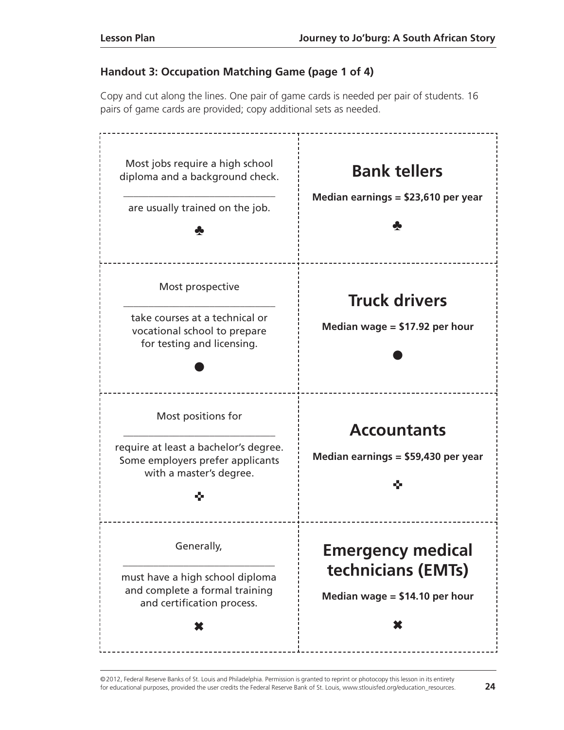### Handout 3: Occupation Matching Game (page 1 of 4)

Copy and cut along the lines. One pair of game cards is needed per pair of students. 16 pairs of game cards are provided; copy additional sets as needed.

| | |
|---|---|
| Most jobs require a high school diploma and a background check. ______________ are usually trained on the job. ♣ | **Bank tellers** **Median earnings = $23,610 per year** ♣ |
| Most prospective ______________ take courses at a technical or vocational school to prepare for testing and licensing. ● | **Truck drivers** **Median wage = $17.92 per hour** ● |
| Most positions for ______________ require at least a bachelor's degree. Some employers prefer applicants with a master's degree. ✜ | **Accountants** **Median earnings = $59,430 per year** ✜ |
| Generally, ______________ must have a high school diploma and complete a formal training and certification process. ✖ | **Emergency medical technicians (EMTs)** **Median wage = $14.10 per hour** ✖ |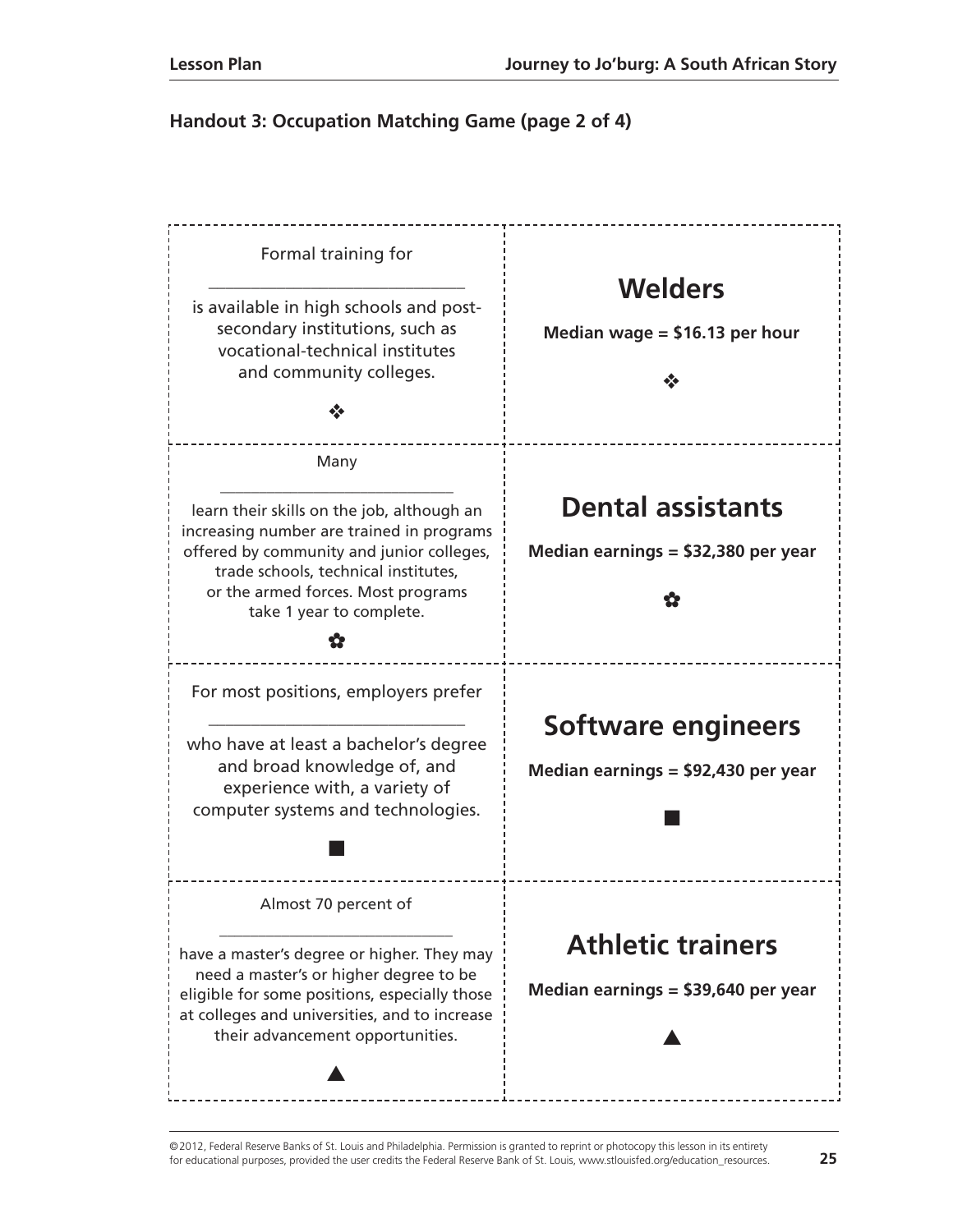## Handout 3: Occupation Matching Game (page 2 of 4)

| | |
|---|---|
| Formal training for ____________________ is available in high schools and post-secondary institutions, such as vocational-technical institutes and community colleges. ❖ | **Welders** **Median wage = $16.13 per hour** ❖ |
| Many ____________________ learn their skills on the job, although an increasing number are trained in programs offered by community and junior colleges, trade schools, technical institutes, or the armed forces. Most programs take 1 year to complete. ✿ | **Dental assistants** **Median earnings = $32,380 per year** ✿ |
| For most positions, employers prefer ____________________ who have at least a bachelor's degree and broad knowledge of, and experience with, a variety of computer systems and technologies. ■ | **Software engineers** **Median earnings = $92,430 per year** ■ |
| Almost 70 percent of ____________________ have a master's degree or higher. They may need a master's or higher degree to be eligible for some positions, especially those at colleges and universities, and to increase their advancement opportunities. ▲ | **Athletic trainers** **Median earnings = $39,640 per year** ▲ |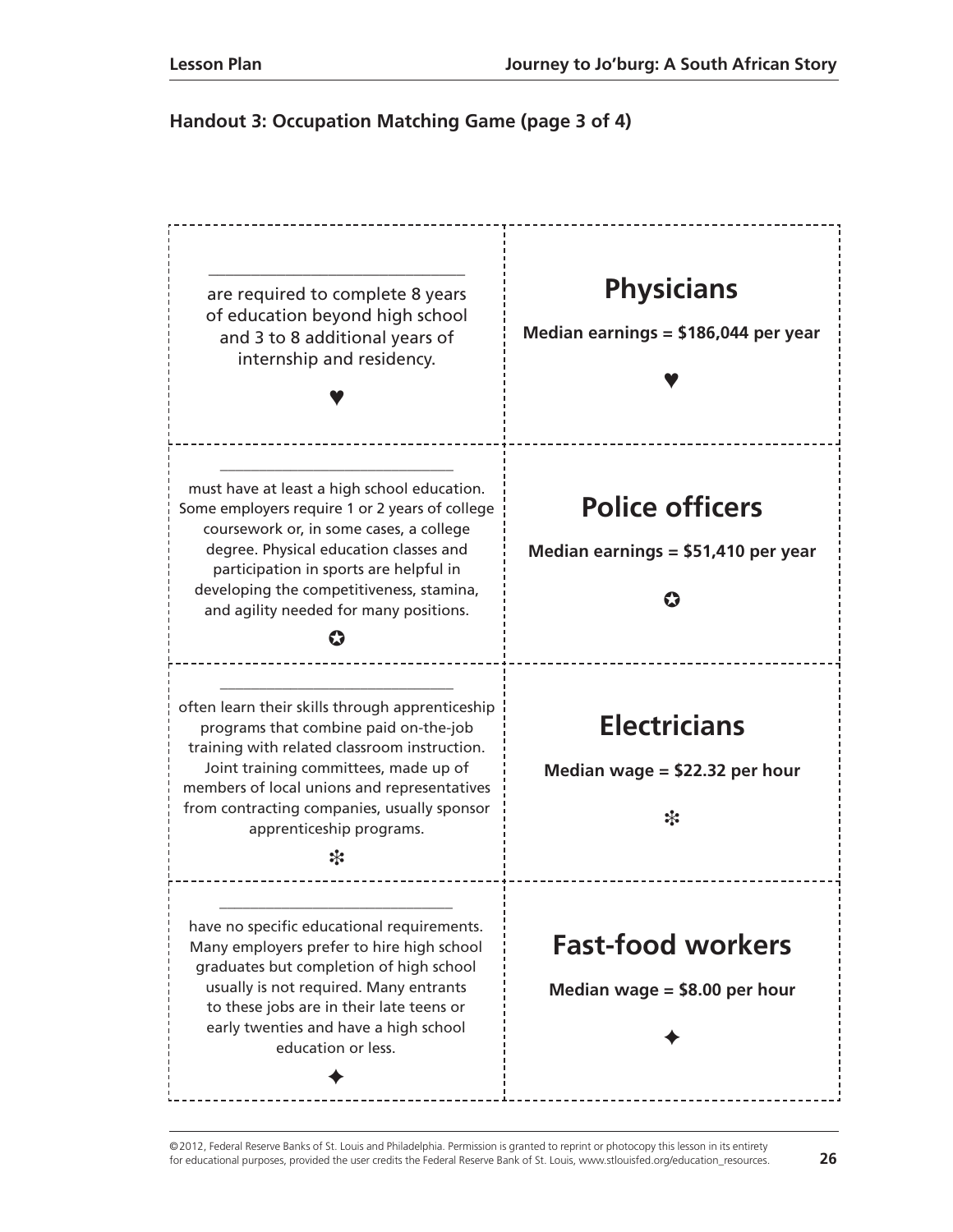## Handout 3: Occupation Matching Game (page 3 of 4)

| | |
|---|---|
| ______________________ are required to complete 8 years of education beyond high school and 3 to 8 additional years of internship and residency. ♥ | **Physicians** **Median earnings = $186,044 per year** ♥ |
| ______________________ must have at least a high school education. Some employers require 1 or 2 years of college coursework or, in some cases, a college degree. Physical education classes and participation in sports are helpful in developing the competitiveness, stamina, and agility needed for many positions. ✪ | **Police officers** **Median earnings = $51,410 per year** ✪ |
| ______________________ often learn their skills through apprenticeship programs that combine paid on-the-job training with related classroom instruction. Joint training committees, made up of members of local unions and representatives from contracting companies, usually sponsor apprenticeship programs. ❇ | **Electricians** **Median wage = $22.32 per hour** ❇ |
| ______________________ have no specific educational requirements. Many employers prefer to hire high school graduates but completion of high school usually is not required. Many entrants to these jobs are in their late teens or early twenties and have a high school education or less. ✦ | **Fast-food workers** **Median wage = $8.00 per hour** ✦ |

©2012, Federal Reserve Banks of St. Louis and Philadelphia. Permission is granted to reprint or photocopy this lesson in its entirety for educational purposes, provided the user credits the Federal Reserve Bank of St. Louis, www.stlouisfed.org/education_resources.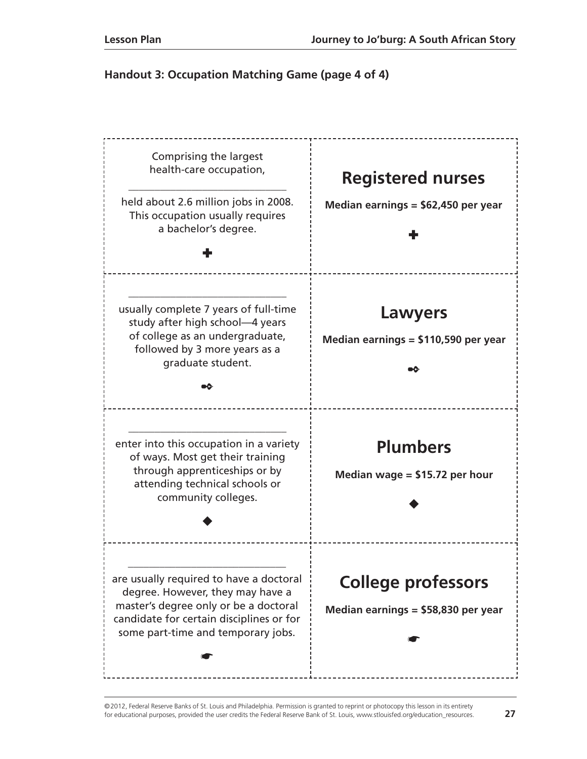## Handout 3: Occupation Matching Game (page 4 of 4)

| | |
|---|---|
| Comprising the largest health-care occupation, ______________________ held about 2.6 million jobs in 2008. This occupation usually requires a bachelor's degree. ✚ | **Registered nurses** **Median earnings = $62,450 per year** ✚ |
| ______________________ usually complete 7 years of full-time study after high school—4 years of college as an undergraduate, followed by 3 more years as a graduate student. ✒ | **Lawyers** **Median earnings = $110,590 per year** ✒ |
| ______________________ enter into this occupation in a variety of ways. Most get their training through apprenticeships or by attending technical schools or community colleges. ◆ | **Plumbers** **Median wage = $15.72 per hour** ◆ |
| ______________________ are usually required to have a doctoral degree. However, they may have a master's degree only or be a doctoral candidate for certain disciplines or for some part-time and temporary jobs. ☛ | **College professors** **Median earnings = $58,830 per year** ☛ |

©2012, Federal Reserve Banks of St. Louis and Philadelphia. Permission is granted to reprint or photocopy this lesson in its entirety for educational purposes, provided the user credits the Federal Reserve Bank of St. Louis, www.stlouisfed.org/education_resources.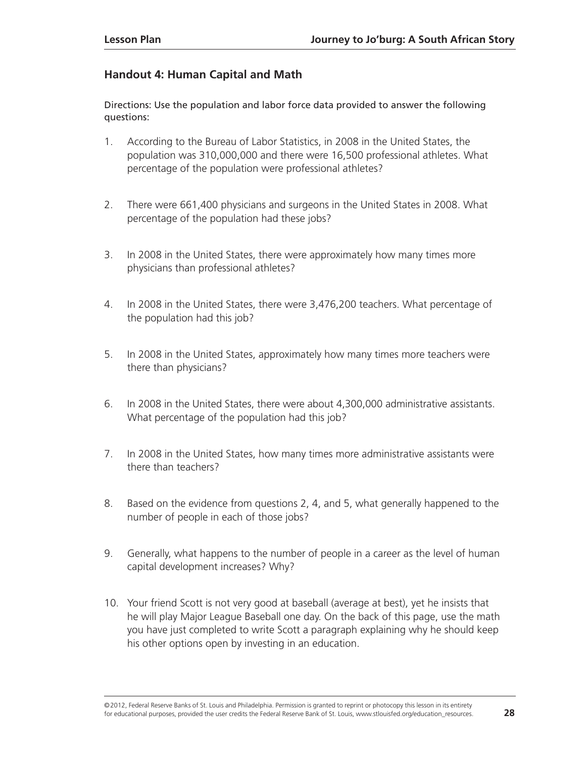## Handout 4: Human Capital and Math

Directions: Use the population and labor force data provided to answer the following questions:

1. According to the Bureau of Labor Statistics, in 2008 in the United States, the population was 310,000,000 and there were 16,500 professional athletes. What percentage of the population were professional athletes?

2. There were 661,400 physicians and surgeons in the United States in 2008. What percentage of the population had these jobs?

3. In 2008 in the United States, there were approximately how many times more physicians than professional athletes?

4. In 2008 in the United States, there were 3,476,200 teachers. What percentage of the population had this job?

5. In 2008 in the United States, approximately how many times more teachers were there than physicians?

6. In 2008 in the United States, there were about 4,300,000 administrative assistants. What percentage of the population had this job?

7. In 2008 in the United States, how many times more administrative assistants were there than teachers?

8. Based on the evidence from questions 2, 4, and 5, what generally happened to the number of people in each of those jobs?

9. Generally, what happens to the number of people in a career as the level of human capital development increases? Why?

10. Your friend Scott is not very good at baseball (average at best), yet he insists that he will play Major League Baseball one day. On the back of this page, use the math you have just completed to write Scott a paragraph explaining why he should keep his other options open by investing in an education.

©2012, Federal Reserve Banks of St. Louis and Philadelphia. Permission is granted to reprint or photocopy this lesson in its entirety for educational purposes, provided the user credits the Federal Reserve Bank of St. Louis, www.stlouisfed.org/education_resources.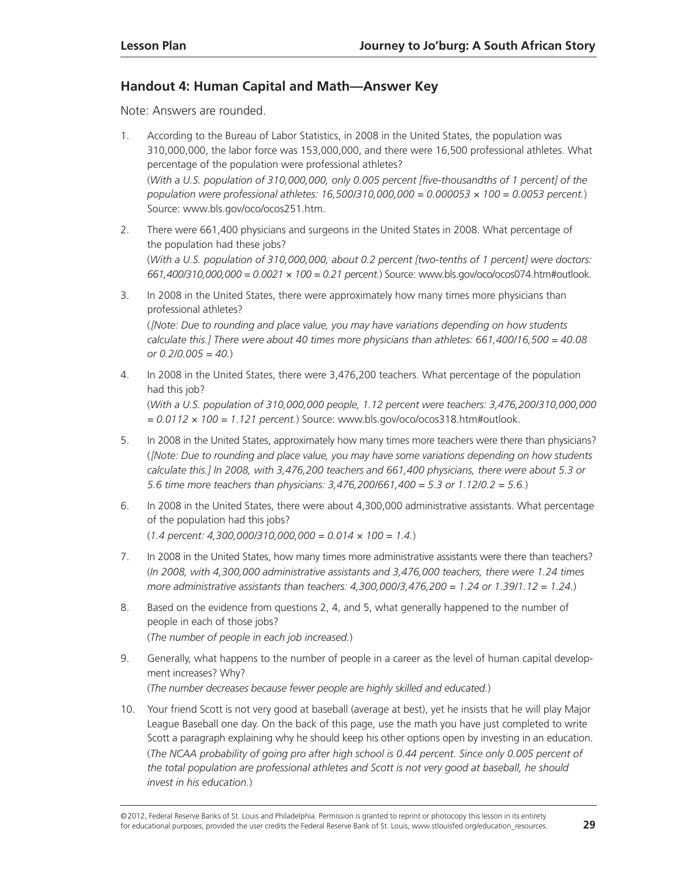## Handout 4: Human Capital and Math—Answer Key

Note: Answers are rounded.

1. According to the Bureau of Labor Statistics, in 2008 in the United States, the population was 310,000,000, the labor force was 153,000,000, and there were 16,500 professional athletes. What percentage of the population were professional athletes?
   (*With a U.S. population of 310,000,000, only 0.005 percent [five-thousandths of 1 percent] of the population were professional athletes: 16,500/310,000,000 = 0.000053 × 100 = 0.0053 percent.*) Source: www.bls.gov/oco/ocos251.htm.

2. There were 661,400 physicians and surgeons in the United States in 2008. What percentage of the population had these jobs?
   (*With a U.S. population of 310,000,000, about 0.2 percent [two-tenths of 1 percent] were doctors: 661,400/310,000,000 = 0.0021 × 100 = 0.21 percent.*) Source: www.bls.gov/oco/ocos074.htm#outlook.

3. In 2008 in the United States, there were approximately how many times more physicians than professional athletes?
   (*[Note: Due to rounding and place value, you may have variations depending on how students calculate this.] There were about 40 times more physicians than athletes: 661,400/16,500 = 40.08 or 0.2/0.005 = 40.*)

4. In 2008 in the United States, there were 3,476,200 teachers. What percentage of the population had this job?
   (*With a U.S. population of 310,000,000 people, 1.12 percent were teachers: 3,476,200/310,000,000 = 0.0112 × 100 = 1.121 percent.*) Source: www.bls.gov/oco/ocos318.htm#outlook.

5. In 2008 in the United States, approximately how many times more teachers were there than physicians?
   (*[Note: Due to rounding and place value, you may have some variations depending on how students calculate this.] In 2008, with 3,476,200 teachers and 661,400 physicians, there were about 5.3 or 5.6 time more teachers than physicians: 3,476,200/661,400 = 5.3 or 1.12/0.2 = 5.6.*)

6. In 2008 in the United States, there were about 4,300,000 administrative assistants. What percentage of the population had this jobs?
   (*1.4 percent: 4,300,000/310,000,000 = 0.014 × 100 = 1.4.*)

7. In 2008 in the United States, how many times more administrative assistants were there than teachers?
   (*In 2008, with 4,300,000 administrative assistants and 3,476,000 teachers, there were 1.24 times more administrative assistants than teachers: 4,300,000/3,476,200 = 1.24 or 1.39/1.12 = 1.24.*)

8. Based on the evidence from questions 2, 4, and 5, what generally happened to the number of people in each of those jobs?
   (*The number of people in each job increased.*)

9. Generally, what happens to the number of people in a career as the level of human capital development increases? Why?
   (*The number decreases because fewer people are highly skilled and educated.*)

10. Your friend Scott is not very good at baseball (average at best), yet he insists that he will play Major League Baseball one day. On the back of this page, use the math you have just completed to write Scott a paragraph explaining why he should keep his other options open by investing in an education.
    (*The NCAA probability of going pro after high school is 0.44 percent. Since only 0.005 percent of the total population are professional athletes and Scott is not very good at baseball, he should invest in his education.*)

©2012, Federal Reserve Banks of St. Louis and Philadelphia. Permission is granted to reprint or photocopy this lesson in its entirety for educational purposes, provided the user credits the Federal Reserve Bank of St. Louis, www.stlouisfed.org/education_resources.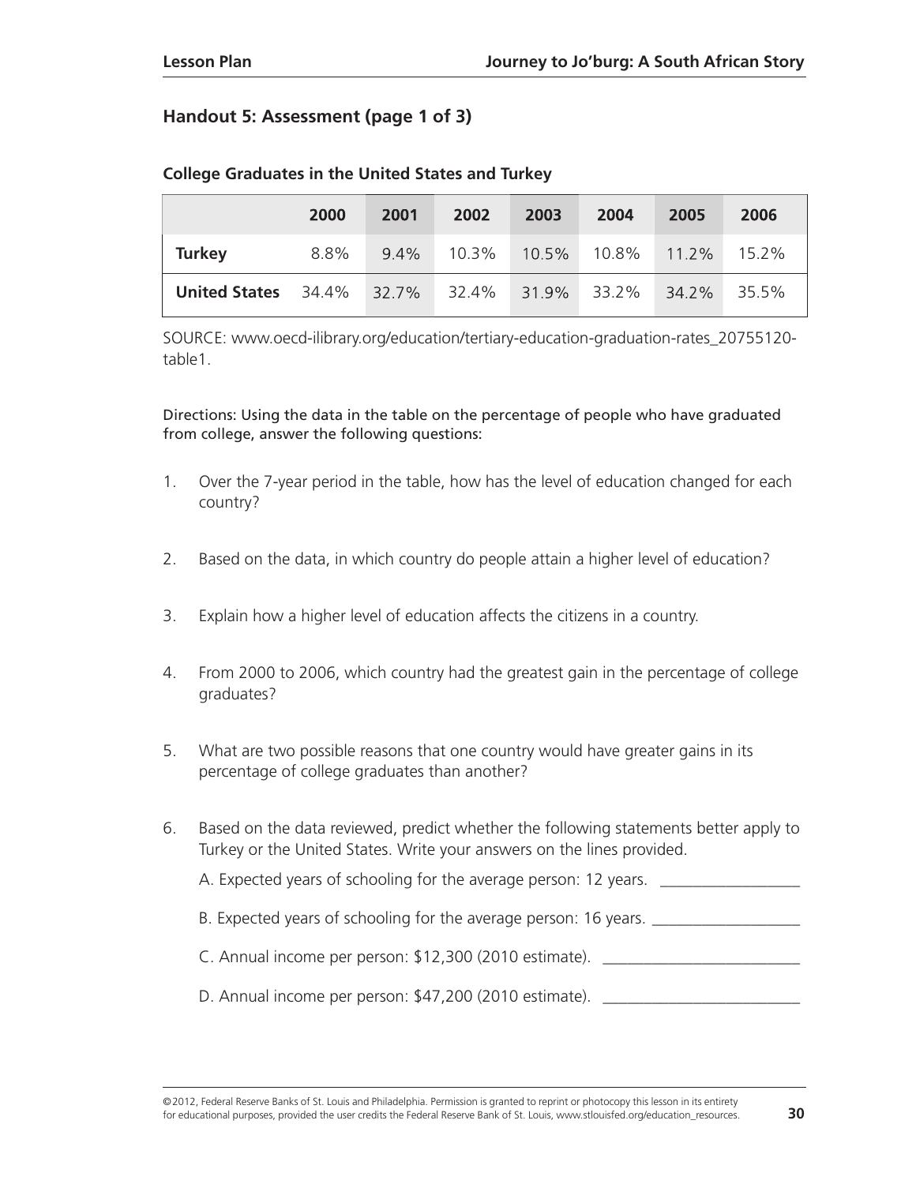## Handout 5: Assessment (page 1 of 3)

**College Graduates in the United States and Turkey**

| | 2000 | 2001 | 2002 | 2003 | 2004 | 2005 | 2006 |
|---|---|---|---|---|---|---|---|
| **Turkey** | 8.8% | 9.4% | 10.3% | 10.5% | 10.8% | 11.2% | 15.2% |
| **United States** | 34.4% | 32.7% | 32.4% | 31.9% | 33.2% | 34.2% | 35.5% |

SOURCE: www.oecd-ilibrary.org/education/tertiary-education-graduation-rates_20755120-table1.

Directions: Using the data in the table on the percentage of people who have graduated from college, answer the following questions:

1. Over the 7-year period in the table, how has the level of education changed for each country?

2. Based on the data, in which country do people attain a higher level of education?

3. Explain how a higher level of education affects the citizens in a country.

4. From 2000 to 2006, which country had the greatest gain in the percentage of college graduates?

5. What are two possible reasons that one country would have greater gains in its percentage of college graduates than another?

6. Based on the data reviewed, predict whether the following statements better apply to Turkey or the United States. Write your answers on the lines provided.

   A. Expected years of schooling for the average person: 12 years. _________________

   B. Expected years of schooling for the average person: 16 years. __________________

   C. Annual income per person: $12,300 (2010 estimate). ________________________

   D. Annual income per person: $47,200 (2010 estimate). ________________________

©2012, Federal Reserve Banks of St. Louis and Philadelphia. Permission is granted to reprint or photocopy this lesson in its entirety for educational purposes, provided the user credits the Federal Reserve Bank of St. Louis, www.stlouisfed.org/education_resources.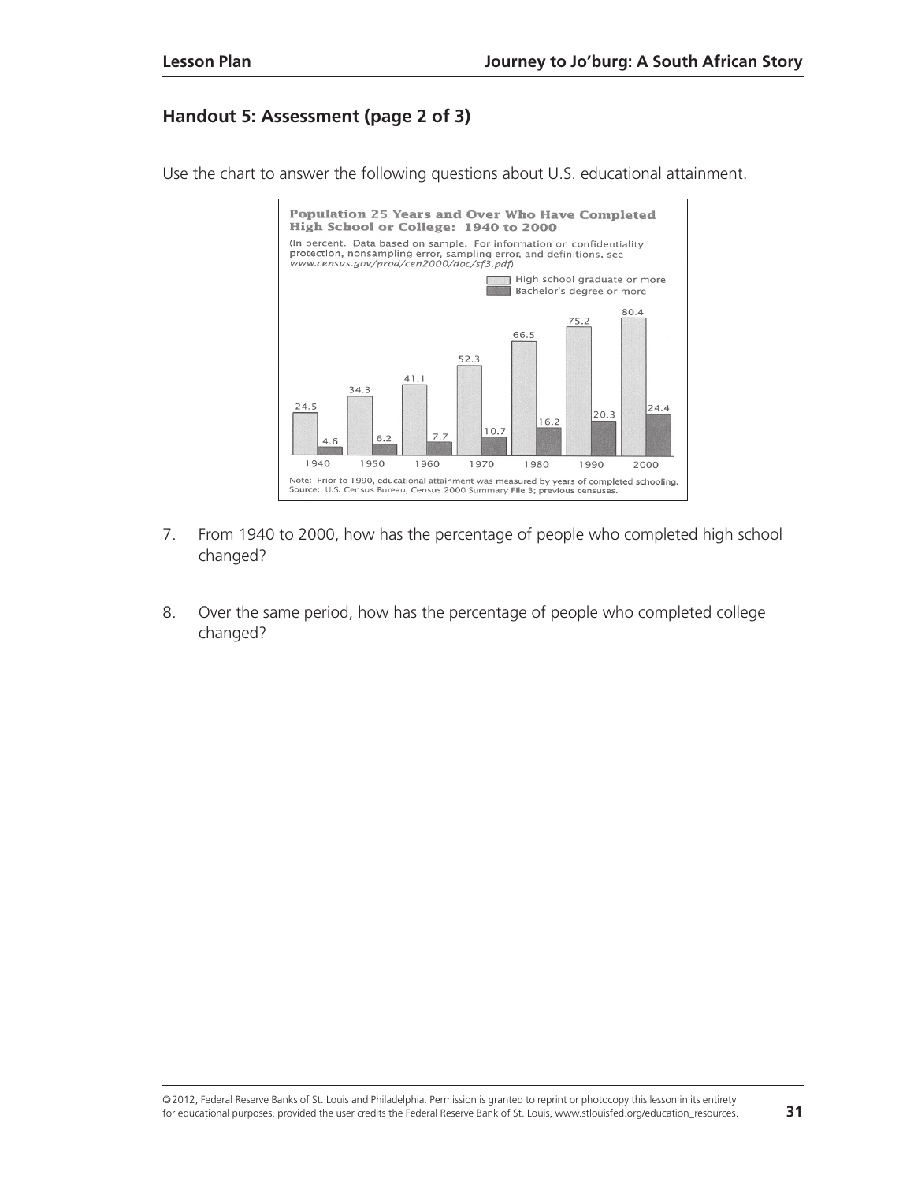## Handout 5: Assessment (page 2 of 3)

Use the chart to answer the following questions about U.S. educational attainment.

**Population 25 Years and Over Who Have Completed High School or College: 1940 to 2000**

(In percent. Data based on sample. For information on confidentiality protection, nonsampling error, sampling error, and definitions, see *www.census.gov/prod/cen2000/doc/sf3.pdf*)

| Year | High school graduate or more | Bachelor's degree or more |
|---|---|---|
| 1940 | 24.5 | 4.6 |
| 1950 | 34.3 | 6.2 |
| 1960 | 41.1 | 7.7 |
| 1970 | 52.3 | 10.7 |
| 1980 | 66.5 | 16.2 |
| 1990 | 75.2 | 20.3 |
| 2000 | 80.4 | 24.4 |

Note: Prior to 1990, educational attainment was measured by years of completed schooling.
Source: U.S. Census Bureau, Census 2000 Summary File 3; previous censuses.

7. From 1940 to 2000, how has the percentage of people who completed high school changed?

8. Over the same period, how has the percentage of people who completed college changed?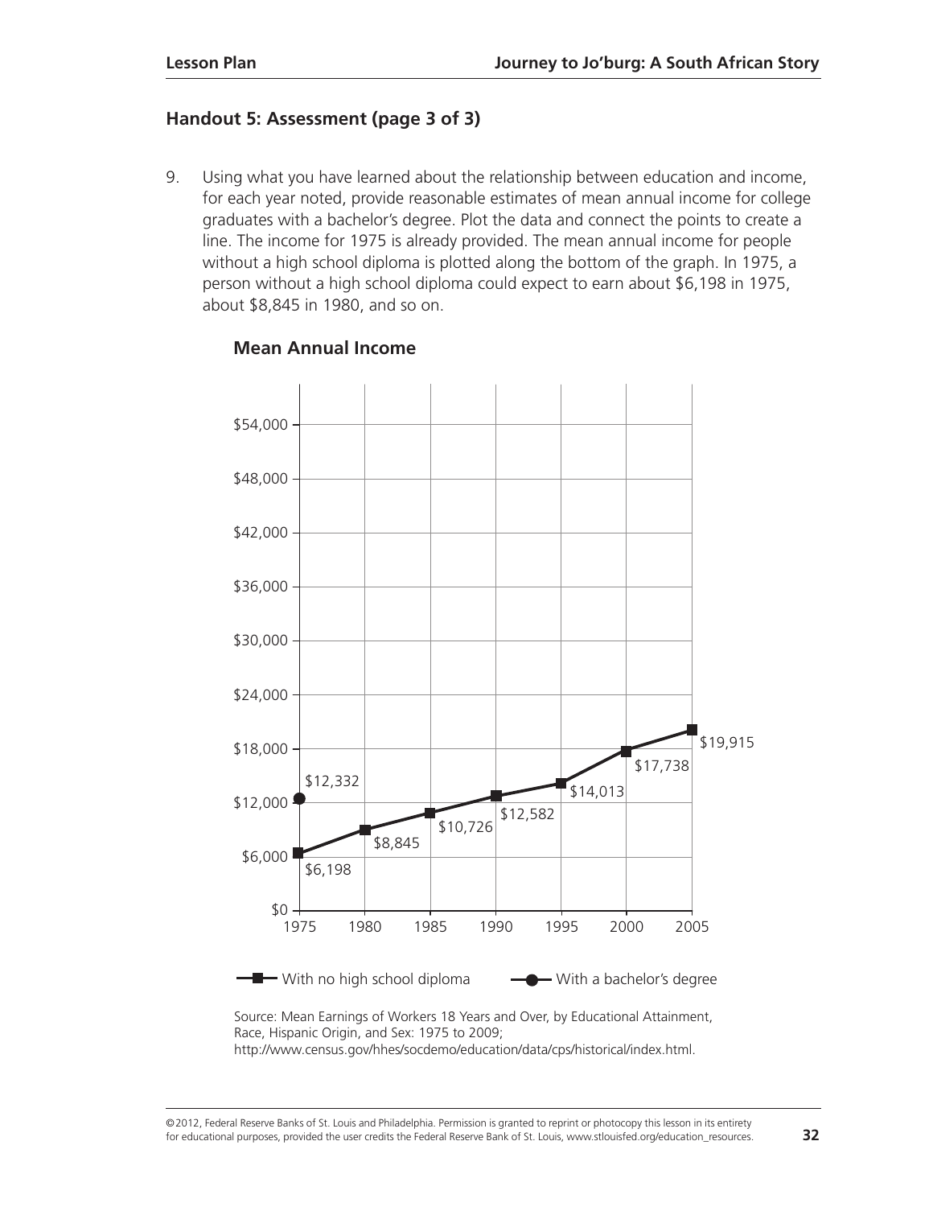## Handout 5: Assessment (page 3 of 3)

9. Using what you have learned about the relationship between education and income, for each year noted, provide reasonable estimates of mean annual income for college graduates with a bachelor's degree. Plot the data and connect the points to create a line. The income for 1975 is already provided. The mean annual income for people without a high school diploma is plotted along the bottom of the graph. In 1975, a person without a high school diploma could expect to earn about $6,198 in 1975, about $8,845 in 1980, and so on.

**Mean Annual Income**

| Year | With no high school diploma | With a bachelor's degree |
|---|---|---|
| 1975 | $6,198 | $12,332 |
| 1980 | $8,845 | |
| 1985 | $10,726 | |
| 1990 | $12,582 | |
| 1995 | $14,013 | |
| 2000 | $17,738 | |
| 2005 | $19,915 | |

Source: Mean Earnings of Workers 18 Years and Over, by Educational Attainment, Race, Hispanic Origin, and Sex: 1975 to 2009; http://www.census.gov/hhes/socdemo/education/data/cps/historical/index.html.

©2012, Federal Reserve Banks of St. Louis and Philadelphia. Permission is granted to reprint or photocopy this lesson in its entirety for educational purposes, provided the user credits the Federal Reserve Bank of St. Louis, www.stlouisfed.org/education_resources.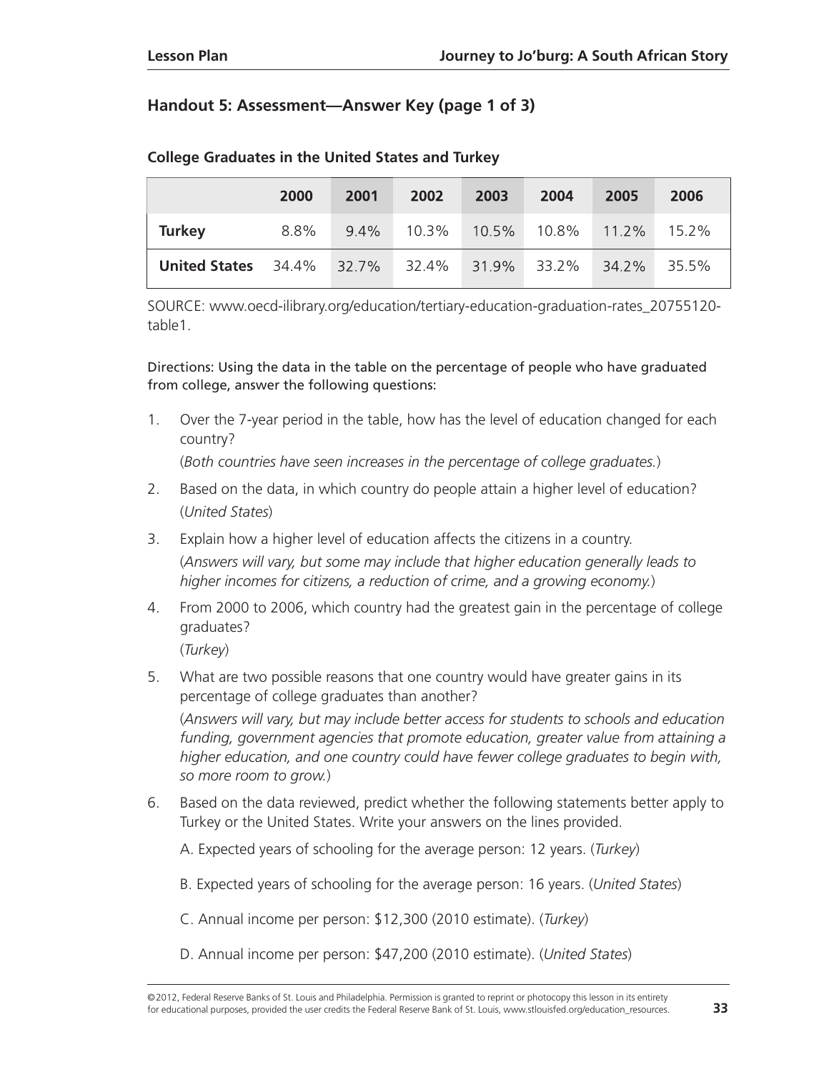## Handout 5: Assessment—Answer Key (page 1 of 3)

**College Graduates in the United States and Turkey**

| | 2000 | 2001 | 2002 | 2003 | 2004 | 2005 | 2006 |
|---|---|---|---|---|---|---|---|
| **Turkey** | 8.8% | 9.4% | 10.3% | 10.5% | 10.8% | 11.2% | 15.2% |
| **United States** | 34.4% | 32.7% | 32.4% | 31.9% | 33.2% | 34.2% | 35.5% |

SOURCE: www.oecd-ilibrary.org/education/tertiary-education-graduation-rates_20755120-table1.

Directions: Using the data in the table on the percentage of people who have graduated from college, answer the following questions:

1. Over the 7-year period in the table, how has the level of education changed for each country?
   (*Both countries have seen increases in the percentage of college graduates.*)
2. Based on the data, in which country do people attain a higher level of education?
   (*United States*)
3. Explain how a higher level of education affects the citizens in a country.
   (*Answers will vary, but some may include that higher education generally leads to higher incomes for citizens, a reduction of crime, and a growing economy.*)
4. From 2000 to 2006, which country had the greatest gain in the percentage of college graduates?
   (*Turkey*)
5. What are two possible reasons that one country would have greater gains in its percentage of college graduates than another?
   (*Answers will vary, but may include better access for students to schools and education funding, government agencies that promote education, greater value from attaining a higher education, and one country could have fewer college graduates to begin with, so more room to grow.*)
6. Based on the data reviewed, predict whether the following statements better apply to Turkey or the United States. Write your answers on the lines provided.

   A. Expected years of schooling for the average person: 12 years. (*Turkey*)

   B. Expected years of schooling for the average person: 16 years. (*United States*)

   C. Annual income per person: $12,300 (2010 estimate). (*Turkey*)

   D. Annual income per person: $47,200 (2010 estimate). (*United States*)

©2012, Federal Reserve Banks of St. Louis and Philadelphia. Permission is granted to reprint or photocopy this lesson in its entirety for educational purposes, provided the user credits the Federal Reserve Bank of St. Louis, www.stlouisfed.org/education_resources.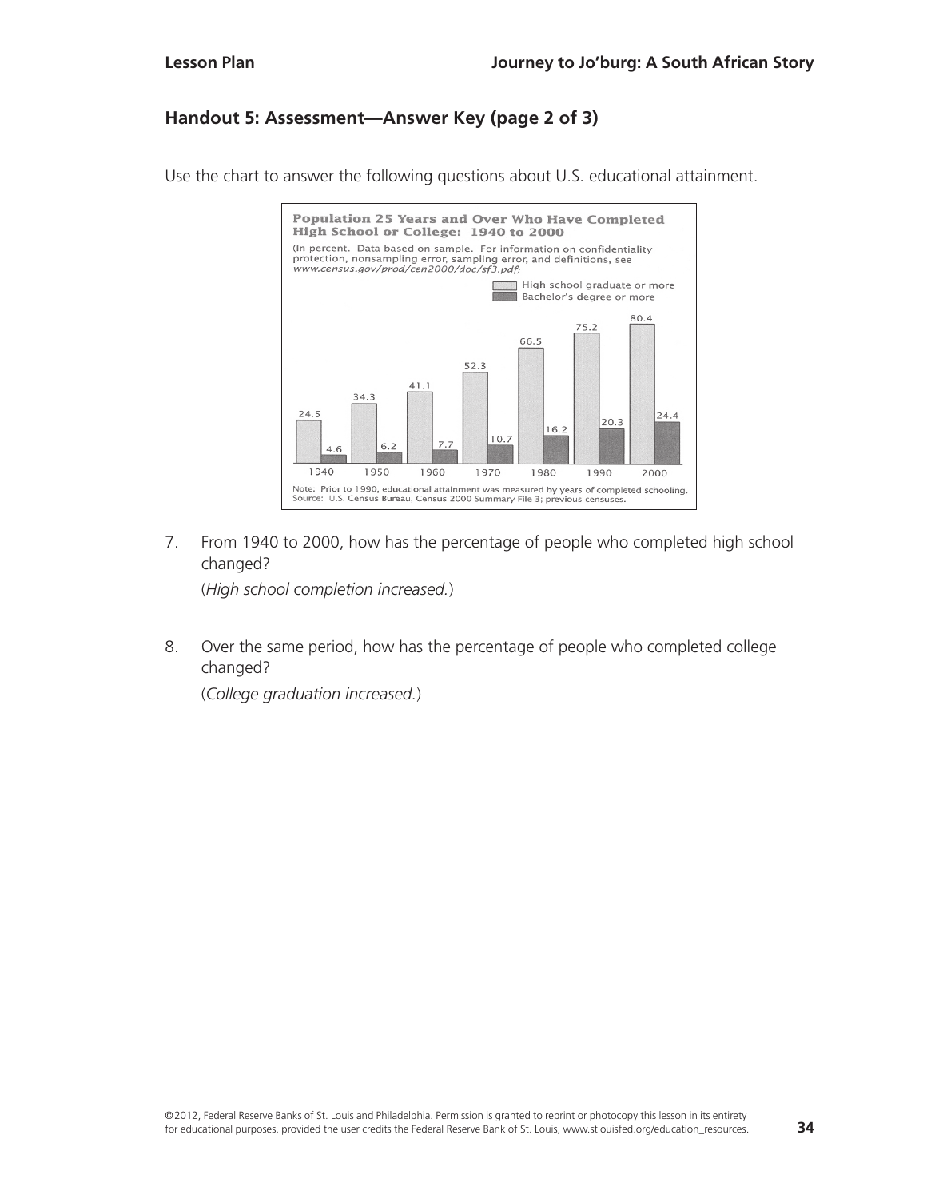## Handout 5: Assessment—Answer Key (page 2 of 3)

Use the chart to answer the following questions about U.S. educational attainment.

**Population 25 Years and Over Who Have Completed High School or College: 1940 to 2000**

(In percent. Data based on sample. For information on confidentiality protection, nonsampling error, sampling error, and definitions, see *www.census.gov/prod/cen2000/doc/sf3.pdf*)

| Year | High school graduate or more | Bachelor's degree or more |
|---|---|---|
| 1940 | 24.5 | 4.6 |
| 1950 | 34.3 | 6.2 |
| 1960 | 41.1 | 7.7 |
| 1970 | 52.3 | 10.7 |
| 1980 | 66.5 | 16.2 |
| 1990 | 75.2 | 20.3 |
| 2000 | 80.4 | 24.4 |

Note: Prior to 1990, educational attainment was measured by years of completed schooling.
Source: U.S. Census Bureau, Census 2000 Summary File 3; previous censuses.

7. From 1940 to 2000, how has the percentage of people who completed high school changed?

   (*High school completion increased.*)

8. Over the same period, how has the percentage of people who completed college changed?

   (*College graduation increased.*)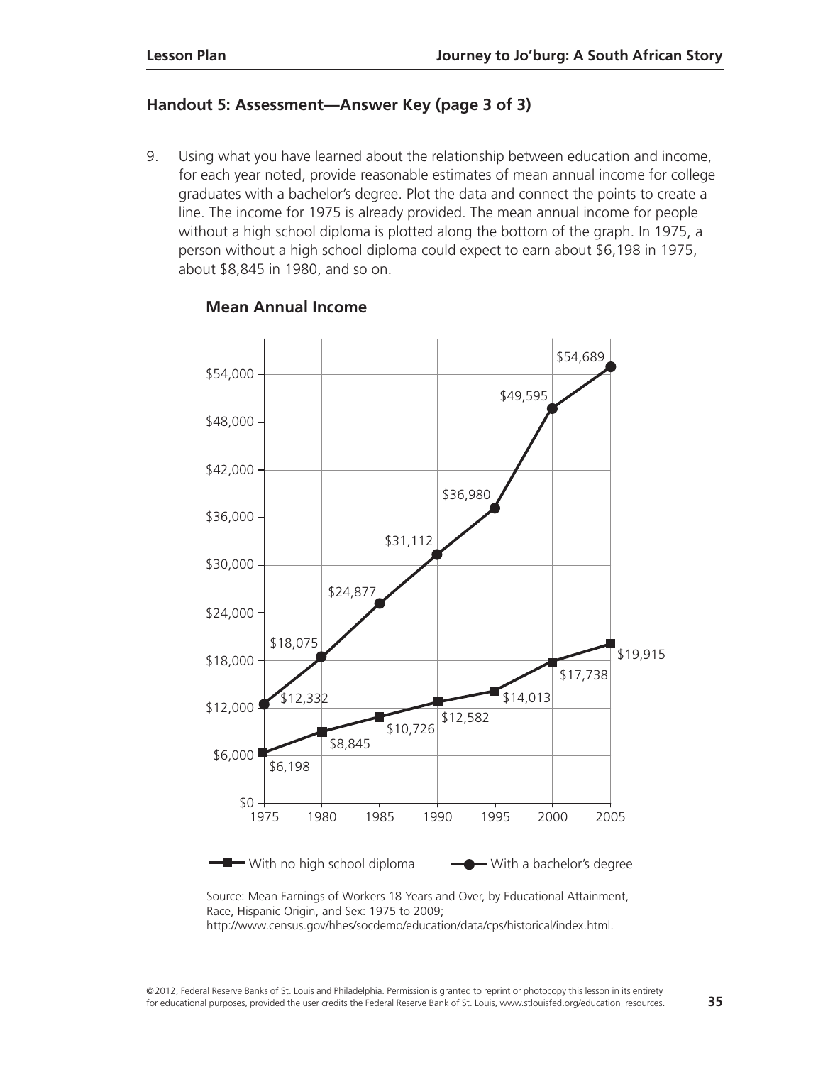## Handout 5: Assessment—Answer Key (page 3 of 3)

9. Using what you have learned about the relationship between education and income, for each year noted, provide reasonable estimates of mean annual income for college graduates with a bachelor's degree. Plot the data and connect the points to create a line. The income for 1975 is already provided. The mean annual income for people without a high school diploma is plotted along the bottom of the graph. In 1975, a person without a high school diploma could expect to earn about $6,198 in 1975, about $8,845 in 1980, and so on.

**Mean Annual Income**

| Year | With no high school diploma | With a bachelor's degree |
|---|---|---|
| 1975 | $6,198 | $12,332 |
| 1980 | $8,845 | $18,075 |
| 1985 | $10,726 | $24,877 |
| 1990 | $12,582 | $31,112 |
| 1995 | $14,013 | $36,980 |
| 2000 | $17,738 | $49,595 |
| 2005 | $19,915 | $54,689 |

Source: Mean Earnings of Workers 18 Years and Over, by Educational Attainment, Race, Hispanic Origin, and Sex: 1975 to 2009; http://www.census.gov/hhes/socdemo/education/data/cps/historical/index.html.

©2012, Federal Reserve Banks of St. Louis and Philadelphia. Permission is granted to reprint or photocopy this lesson in its entirety for educational purposes, provided the user credits the Federal Reserve Bank of St. Louis, www.stlouisfed.org/education_resources.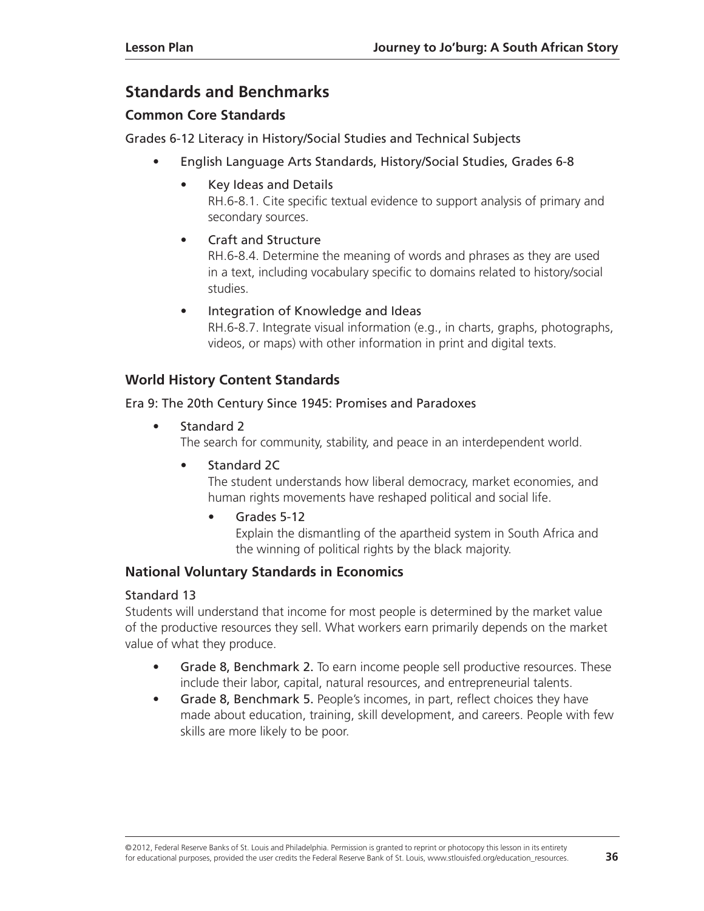## Standards and Benchmarks

### Common Core Standards

Grades 6-12 Literacy in History/Social Studies and Technical Subjects

- English Language Arts Standards, History/Social Studies, Grades 6-8
  - Key Ideas and Details
    RH.6-8.1. Cite specific textual evidence to support analysis of primary and secondary sources.
  - Craft and Structure
    RH.6-8.4. Determine the meaning of words and phrases as they are used in a text, including vocabulary specific to domains related to history/social studies.
  - Integration of Knowledge and Ideas
    RH.6-8.7. Integrate visual information (e.g., in charts, graphs, photographs, videos, or maps) with other information in print and digital texts.

### World History Content Standards

Era 9: The 20th Century Since 1945: Promises and Paradoxes

- Standard 2
  The search for community, stability, and peace in an interdependent world.
  - Standard 2C
    The student understands how liberal democracy, market economies, and human rights movements have reshaped political and social life.
    - Grades 5-12
      Explain the dismantling of the apartheid system in South Africa and the winning of political rights by the black majority.

### National Voluntary Standards in Economics

Standard 13

Students will understand that income for most people is determined by the market value of the productive resources they sell. What workers earn primarily depends on the market value of what they produce.

- Grade 8, Benchmark 2. To earn income people sell productive resources. These include their labor, capital, natural resources, and entrepreneurial talents.
- Grade 8, Benchmark 5. People's incomes, in part, reflect choices they have made about education, training, skill development, and careers. People with few skills are more likely to be poor.

©2012, Federal Reserve Banks of St. Louis and Philadelphia. Permission is granted to reprint or photocopy this lesson in its entirety for educational purposes, provided the user credits the Federal Reserve Bank of St. Louis, www.stlouisfed.org/education_resources.